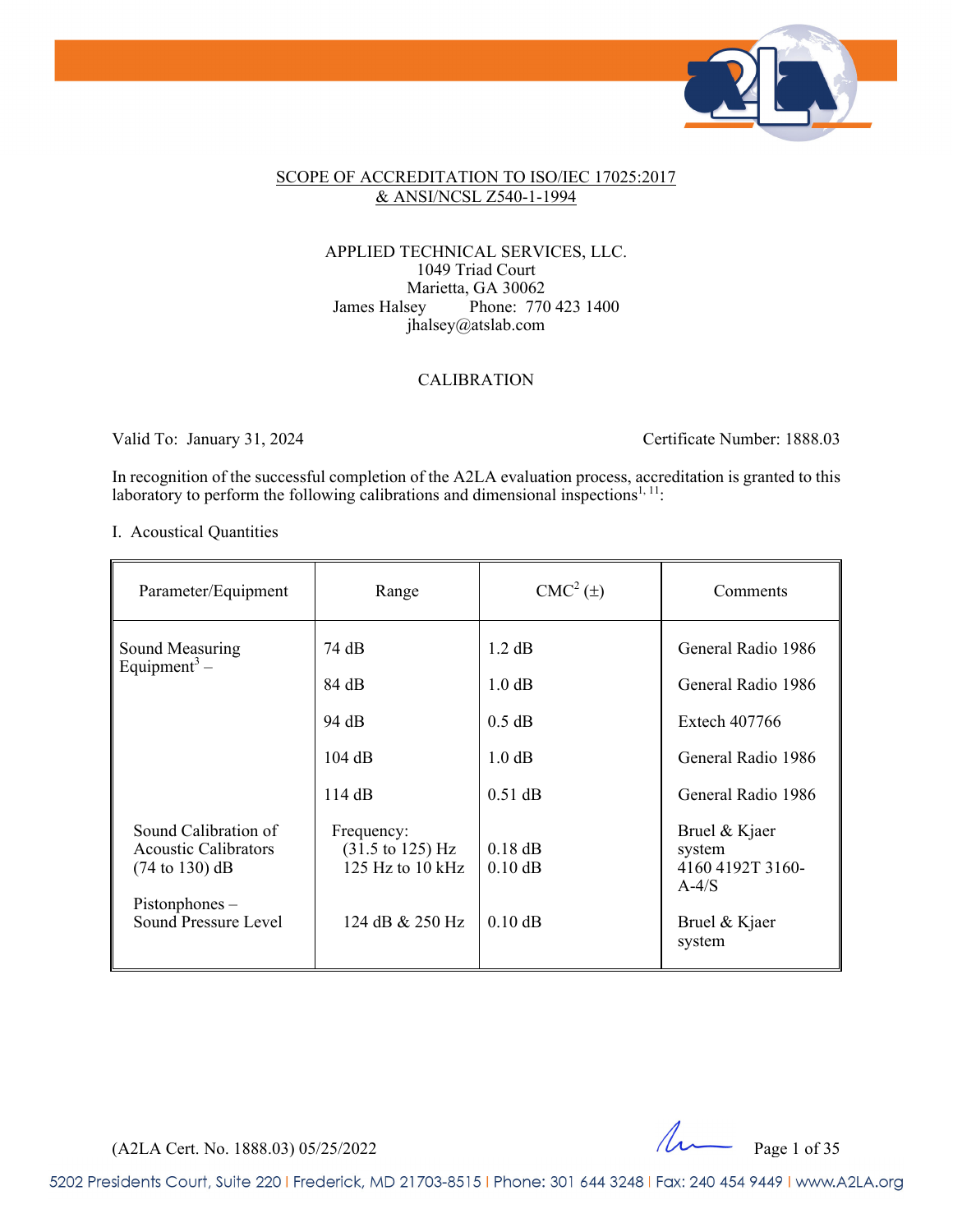SCOPE OF ACCREDITATION TO ISO/IEC 17025:2017
& ANSI/NCSL Z540-1-1994

APPLIED TECHNICAL SERVICES, LLC.
1049 Triad Court
Marietta, GA 30062
James Halsey Phone: 770 423 1400
jhalsey@atslab.com

CALIBRATION

Valid To: January 31, 2024 Certificate Number: 1888.03

In recognition of the successful completion of the A2LA evaluation process, accreditation is granted to this laboratory to perform the following calibrations and dimensional inspections[1, 11]:

I. Acoustical Quantities

| Parameter/Equipment | Range | CMC[2] (±) | Comments |
|---|---|---|---|
| Sound Measuring Equipment[3] – | 74 dB | 1.2 dB | General Radio 1986 |
| | 84 dB | 1.0 dB | General Radio 1986 |
| | 94 dB | 0.5 dB | Extech 407766 |
| | 104 dB | 1.0 dB | General Radio 1986 |
| | 114 dB | 0.51 dB | General Radio 1986 |
| Sound Calibration of Acoustic Calibrators (74 to 130) dB | Frequency: (31.5 to 125) Hz<br>125 Hz to 10 kHz | 0.18 dB<br>0.10 dB | Bruel & Kjaer system 4160 4192T 3160-A-4/S |
| Pistonphones – Sound Pressure Level | 124 dB & 250 Hz | 0.10 dB | Bruel & Kjaer system |

(A2LA Cert. No. 1888.03) 05/25/2022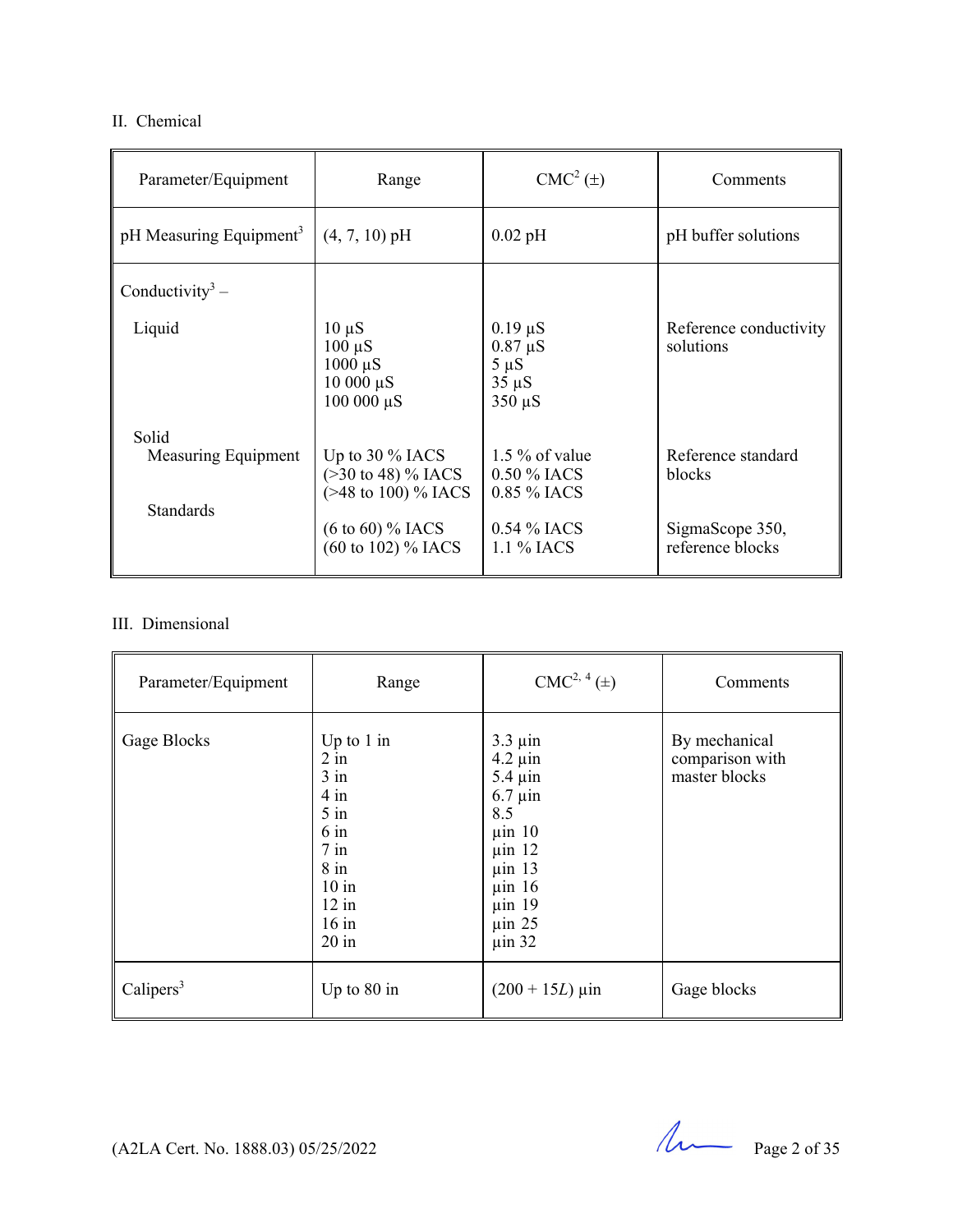II. Chemical

| Parameter/Equipment | Range | CMC[2] (±) | Comments |
|---|---|---|---|
| pH Measuring Equipment[3] | (4, 7, 10) pH | 0.02 pH | pH buffer solutions |
| Conductivity[3] – | | | |
| Liquid | 10 µS<br>100 µS<br>1000 µS<br>10 000 µS<br>100 000 µS | 0.19 µS<br>0.87 µS<br>5 µS<br>35 µS<br>350 µS | Reference conductivity solutions |
| Solid<br>Measuring Equipment | Up to 30 % IACS<br>(>30 to 48) % IACS<br>(>48 to 100) % IACS | 1.5 % of value<br>0.50 % IACS<br>0.85 % IACS | Reference standard blocks |
| Standards | (6 to 60) % IACS<br>(60 to 102) % IACS | 0.54 % IACS<br>1.1 % IACS | SigmaScope 350, reference blocks |

III. Dimensional

| Parameter/Equipment | Range | CMC[2, 4] (±) | Comments |
|---|---|---|---|
| Gage Blocks | Up to 1 in<br>2 in<br>3 in<br>4 in<br>5 in<br>6 in<br>7 in<br>8 in<br>10 in<br>12 in<br>16 in<br>20 in | 3.3 µin<br>4.2 µin<br>5.4 µin<br>6.7 µin<br>8.5<br>µin 10<br>µin 12<br>µin 13<br>µin 16<br>µin 19<br>µin 25<br>µin 32 | By mechanical comparison with master blocks |
| Calipers[3] | Up to 80 in | $(200 + 15L)$ µin | Gage blocks |

(A2LA Cert. No. 1888.03) 05/25/2022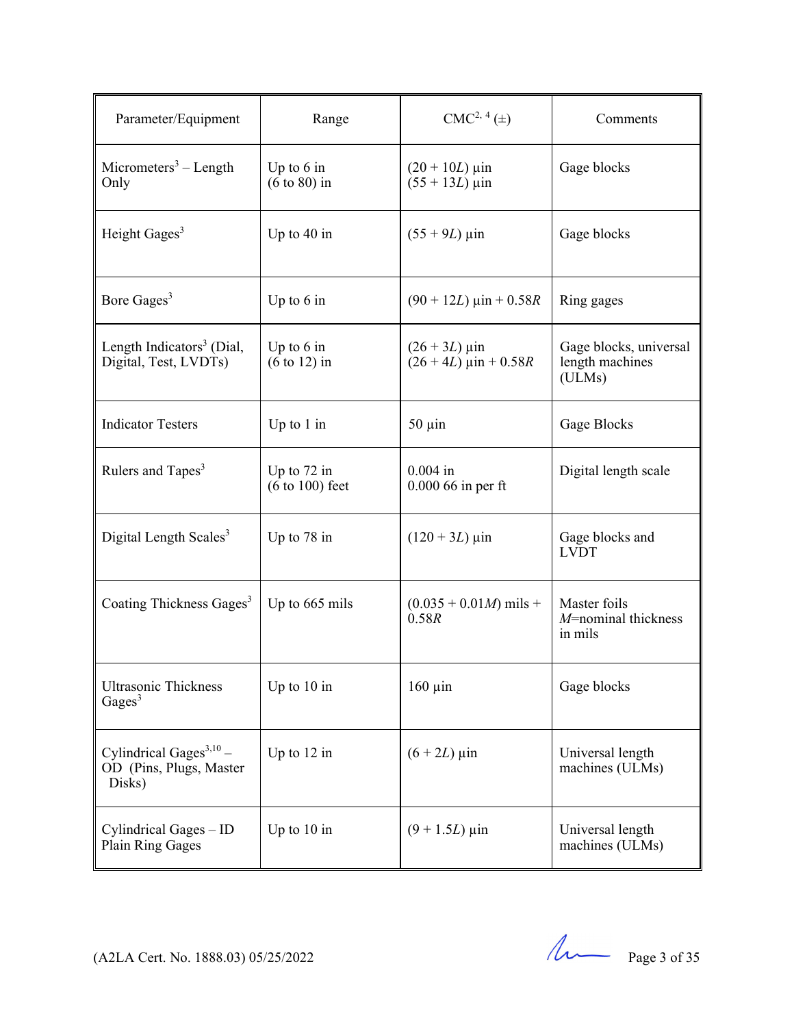| Parameter/Equipment | Range | CMC[2, 4] (±) | Comments |
|---|---|---|---|
| Micrometers[3] – Length Only | Up to 6 in<br>(6 to 80) in | $(20 + 10L)$ µin<br>$(55 + 13L)$ µin | Gage blocks |
| Height Gages[3] | Up to 40 in | $(55 + 9L)$ µin | Gage blocks |
| Bore Gages[3] | Up to 6 in | $(90 + 12L)$ µin + $0.58R$ | Ring gages |
| Length Indicators[3] (Dial, Digital, Test, LVDTs) | Up to 6 in<br>(6 to 12) in | $(26 + 3L)$ µin<br>$(26 + 4L)$ µin + $0.58R$ | Gage blocks, universal length machines (ULMs) |
| Indicator Testers | Up to 1 in | 50 µin | Gage Blocks |
| Rulers and Tapes[3] | Up to 72 in<br>(6 to 100) feet | 0.004 in<br>0.000 66 in per ft | Digital length scale |
| Digital Length Scales[3] | Up to 78 in | $(120 + 3L)$ µin | Gage blocks and LVDT |
| Coating Thickness Gages[3] | Up to 665 mils | $(0.035 + 0.01M)$ mils + $0.58R$ | Master foils<br>$M$=nominal thickness in mils |
| Ultrasonic Thickness Gages[3] | Up to 10 in | 160 µin | Gage blocks |
| Cylindrical Gages[3,10] – OD (Pins, Plugs, Master Disks) | Up to 12 in | $(6 + 2L)$ µin | Universal length machines (ULMs) |
| Cylindrical Gages – ID Plain Ring Gages | Up to 10 in | $(9 + 1.5L)$ µin | Universal length machines (ULMs) |

(A2LA Cert. No. 1888.03) 05/25/2022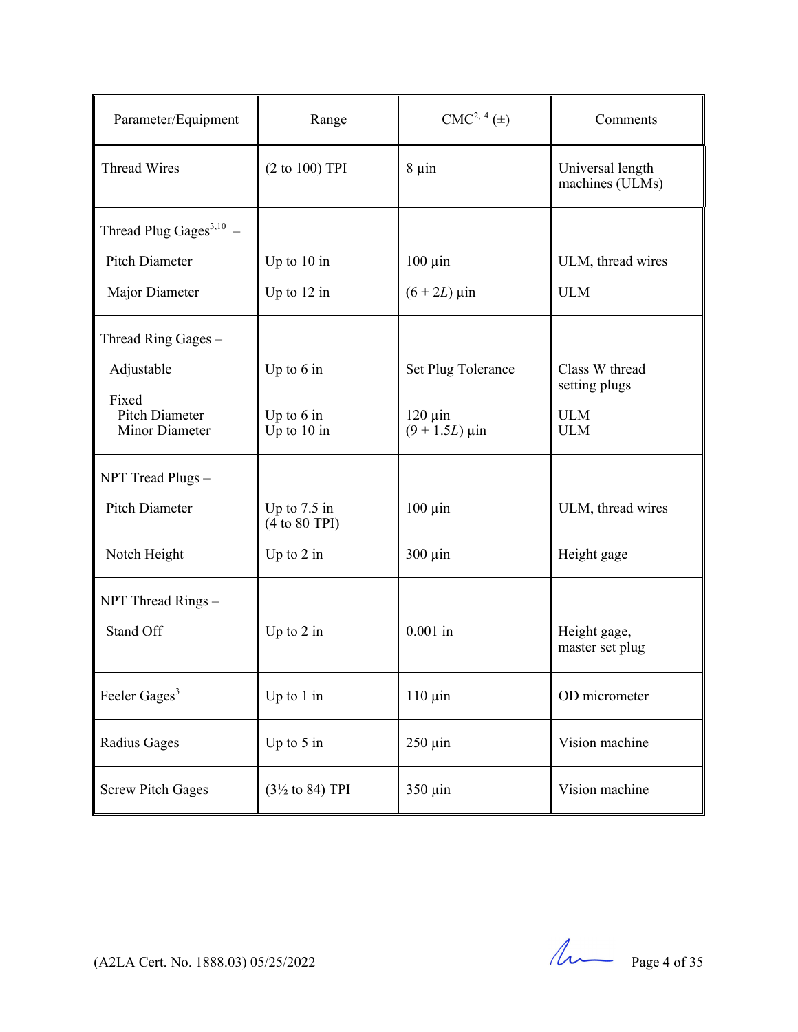| Parameter/Equipment | Range | CMC[2, 4] (±) | Comments |
|---|---|---|---|
| Thread Wires | (2 to 100) TPI | 8 µin | Universal length machines (ULMs) |
| Thread Plug Gages[3,10] – | | | |
| Pitch Diameter | Up to 10 in | 100 µin | ULM, thread wires |
| Major Diameter | Up to 12 in | (6 + 2*L*) µin | ULM |
| Thread Ring Gages – | | | |
| Adjustable | Up to 6 in | Set Plug Tolerance | Class W thread setting plugs |
| Fixed Pitch Diameter | Up to 6 in | 120 µin | ULM |
| Fixed Minor Diameter | Up to 10 in | (9 + 1.5*L*) µin | ULM |
| NPT Tread Plugs – | | | |
| Pitch Diameter | Up to 7.5 in (4 to 80 TPI) | 100 µin | ULM, thread wires |
| Notch Height | Up to 2 in | 300 µin | Height gage |
| NPT Thread Rings – | | | |
| Stand Off | Up to 2 in | 0.001 in | Height gage, master set plug |
| Feeler Gages[3] | Up to 1 in | 110 µin | OD micrometer |
| Radius Gages | Up to 5 in | 250 µin | Vision machine |
| Screw Pitch Gages | (3½ to 84) TPI | 350 µin | Vision machine |

(A2LA Cert. No. 1888.03) 05/25/2022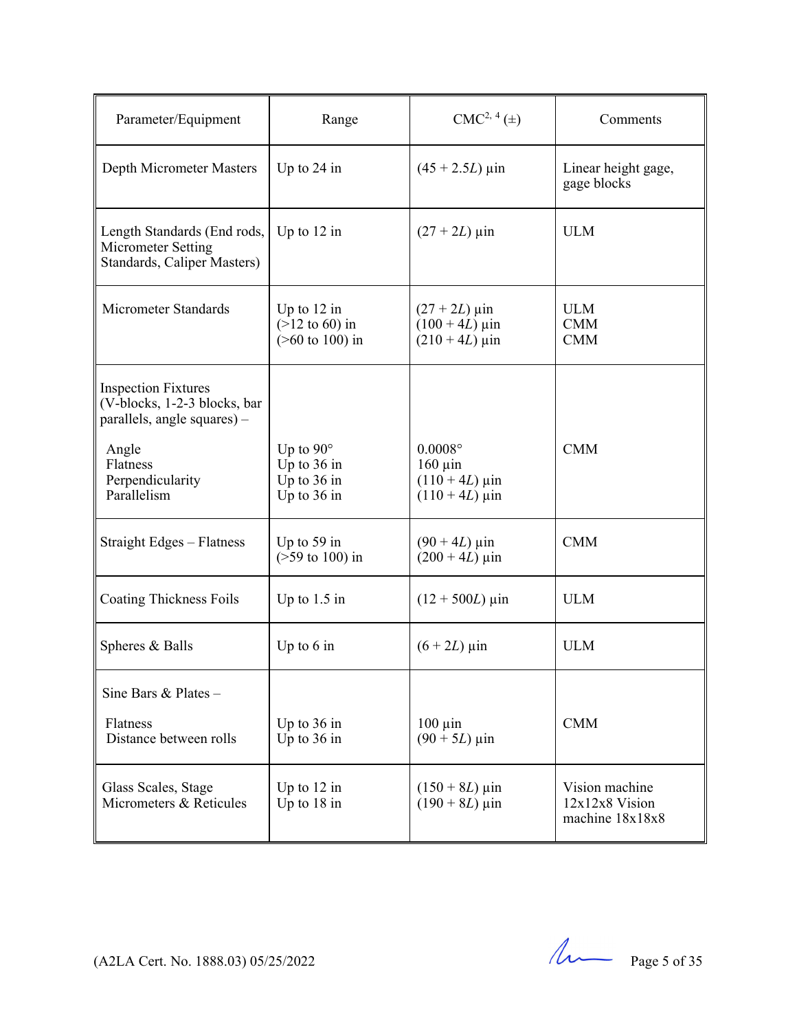| Parameter/Equipment | Range | CMC[2, 4] (±) | Comments |
|---|---|---|---|
| Depth Micrometer Masters | Up to 24 in | (45 + 2.5$L$) µin | Linear height gage, gage blocks |
| Length Standards (End rods, Micrometer Setting Standards, Caliper Masters) | Up to 12 in | (27 + 2$L$) µin | ULM |
| Micrometer Standards | Up to 12 in<br>(>12 to 60) in<br>(>60 to 100) in | (27 + 2$L$) µin<br>(100 + 4$L$) µin<br>(210 + 4$L$) µin | ULM<br>CMM<br>CMM |
| Inspection Fixtures (V-blocks, 1-2-3 blocks, bar parallels, angle squares) –<br><br>Angle<br>Flatness<br>Perpendicularity<br>Parallelism | <br><br><br><br>Up to 90°<br>Up to 36 in<br>Up to 36 in<br>Up to 36 in | <br><br><br><br>0.0008°<br>160 µin<br>(110 + 4$L$) µin<br>(110 + 4$L$) µin | <br><br><br><br>CMM |
| Straight Edges – Flatness | Up to 59 in<br>(>59 to 100) in | (90 + 4$L$) µin<br>(200 + 4$L$) µin | CMM |
| Coating Thickness Foils | Up to 1.5 in | (12 + 500$L$) µin | ULM |
| Spheres & Balls | Up to 6 in | (6 + 2$L$) µin | ULM |
| Sine Bars & Plates –<br><br>Flatness<br>Distance between rolls | <br><br>Up to 36 in<br>Up to 36 in | <br><br>100 µin<br>(90 + 5$L$) µin | <br><br>CMM |
| Glass Scales, Stage Micrometers & Reticules | Up to 12 in<br>Up to 18 in | (150 + 8$L$) µin<br>(190 + 8$L$) µin | Vision machine 12x12x8 Vision machine 18x18x8 |

(A2LA Cert. No. 1888.03) 05/25/2022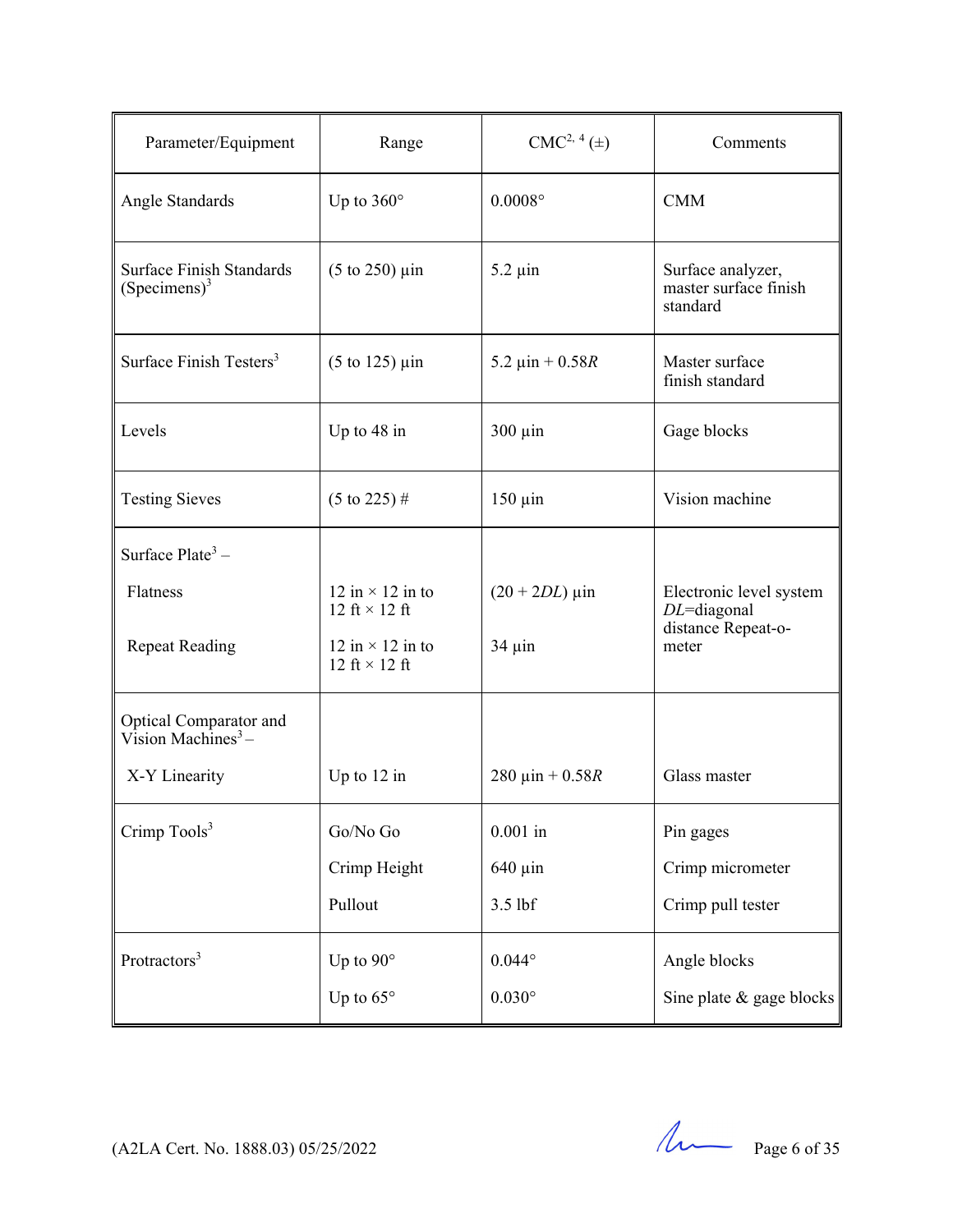| Parameter/Equipment | Range | CMC[2, 4] (±) | Comments |
|---|---|---|---|
| Angle Standards | Up to 360° | 0.0008° | CMM |
| Surface Finish Standards (Specimens)[3] | (5 to 250) µin | 5.2 µin | Surface analyzer, master surface finish standard |
| Surface Finish Testers[3] | (5 to 125) µin | 5.2 µin + 0.58*R* | Master surface finish standard |
| Levels | Up to 48 in | 300 µin | Gage blocks |
| Testing Sieves | (5 to 225) # | 150 µin | Vision machine |
| Surface Plate[3] – | | | |
| Flatness | 12 in × 12 in to 12 ft × 12 ft | (20 + 2*DL*) µin | Electronic level system *DL*=diagonal distance |
| Repeat Reading | 12 in × 12 in to 12 ft × 12 ft | 34 µin | Repeat-o-meter |
| Optical Comparator and Vision Machines[3] – | | | |
| X-Y Linearity | Up to 12 in | 280 µin + 0.58*R* | Glass master |
| Crimp Tools[3] | Go/No Go | 0.001 in | Pin gages |
| | Crimp Height | 640 µin | Crimp micrometer |
| | Pullout | 3.5 lbf | Crimp pull tester |
| Protractors[3] | Up to 90° | 0.044° | Angle blocks |
| | Up to 65° | 0.030° | Sine plate & gage blocks |

(A2LA Cert. No. 1888.03) 05/25/2022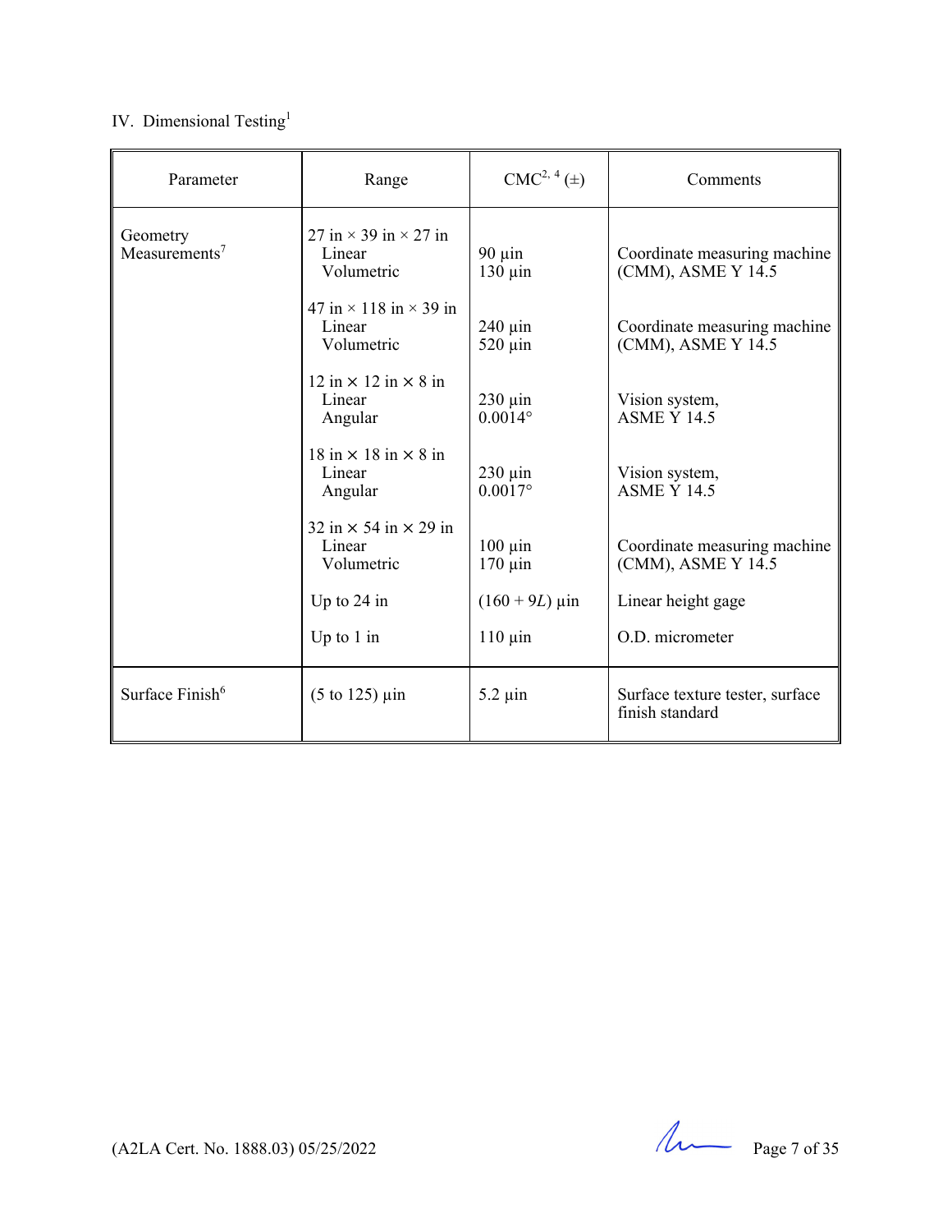IV. Dimensional Testing[1]

| Parameter | Range | CMC[2, 4] (±) | Comments |
|---|---|---|---|
| Geometry Measurements[7] | 27 in × 39 in × 27 in<br>Linear<br>Volumetric | <br>90 µin<br>130 µin | <br>Coordinate measuring machine (CMM), ASME Y 14.5 |
| | 47 in × 118 in × 39 in<br>Linear<br>Volumetric | <br>240 µin<br>520 µin | <br>Coordinate measuring machine (CMM), ASME Y 14.5 |
| | 12 in × 12 in × 8 in<br>Linear<br>Angular | <br>230 µin<br>0.0014° | <br>Vision system, ASME Y 14.5 |
| | 18 in × 18 in × 8 in<br>Linear<br>Angular | <br>230 µin<br>0.0017° | <br>Vision system, ASME Y 14.5 |
| | 32 in × 54 in × 29 in<br>Linear<br>Volumetric | <br>100 µin<br>170 µin | <br>Coordinate measuring machine (CMM), ASME Y 14.5 |
| | Up to 24 in | (160 + 9$L$) µin | Linear height gage |
| | Up to 1 in | 110 µin | O.D. micrometer |
| Surface Finish[6] | (5 to 125) µin | 5.2 µin | Surface texture tester, surface finish standard |

(A2LA Cert. No. 1888.03) 05/25/2022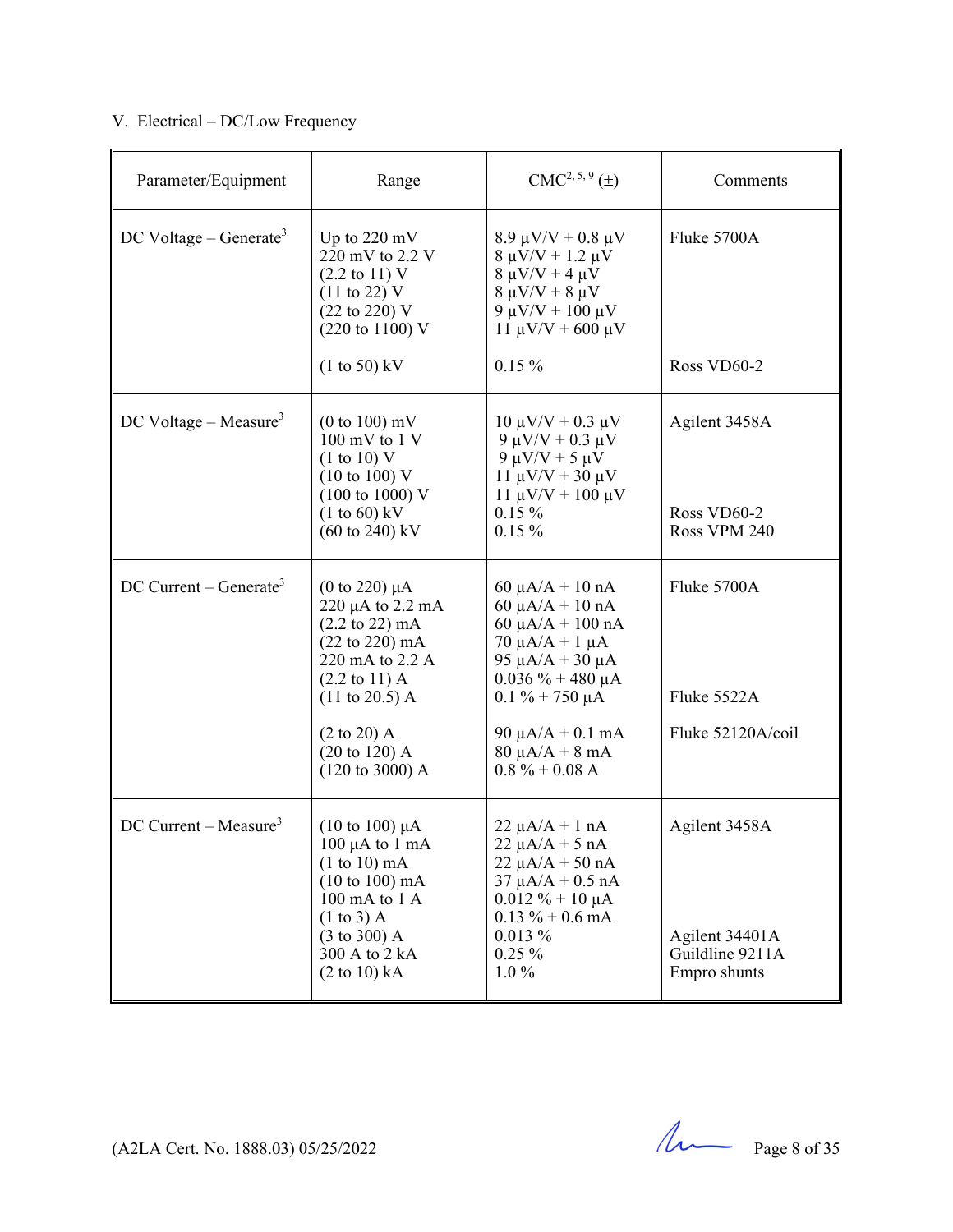V. Electrical – DC/Low Frequency

| Parameter/Equipment | Range | CMC[2, 5, 9] (±) | Comments |
|---|---|---|---|
| DC Voltage – Generate[3] | Up to 220 mV<br>220 mV to 2.2 V<br>(2.2 to 11) V<br>(11 to 22) V<br>(22 to 220) V<br>(220 to 1100) V<br><br>(1 to 50) kV | 8.9 µV/V + 0.8 µV<br>8 µV/V + 1.2 µV<br>8 µV/V + 4 µV<br>8 µV/V + 8 µV<br>9 µV/V + 100 µV<br>11 µV/V + 600 µV<br><br>0.15 % | Fluke 5700A<br><br><br><br><br><br><br>Ross VD60-2 |
| DC Voltage – Measure[3] | (0 to 100) mV<br>100 mV to 1 V<br>(1 to 10) V<br>(10 to 100) V<br>(100 to 1000) V<br>(1 to 60) kV<br>(60 to 240) kV | 10 µV/V + 0.3 µV<br>9 µV/V + 0.3 µV<br>9 µV/V + 5 µV<br>11 µV/V + 30 µV<br>11 µV/V + 100 µV<br>0.15 %<br>0.15 % | Agilent 3458A<br><br><br><br><br>Ross VD60-2<br>Ross VPM 240 |
| DC Current – Generate[3] | (0 to 220) µA<br>220 µA to 2.2 mA<br>(2.2 to 22) mA<br>(22 to 220) mA<br>220 mA to 2.2 A<br>(2.2 to 11) A<br>(11 to 20.5) A<br><br>(2 to 20) A<br>(20 to 120) A<br>(120 to 3000) A | 60 µA/A + 10 nA<br>60 µA/A + 10 nA<br>60 µA/A + 100 nA<br>70 µA/A + 1 µA<br>95 µA/A + 30 µA<br>0.036 % + 480 µA<br>0.1 % + 750 µA<br><br>90 µA/A + 0.1 mA<br>80 µA/A + 8 mA<br>0.8 % + 0.08 A | Fluke 5700A<br><br><br><br><br><br>Fluke 5522A<br><br>Fluke 52120A/coil |
| DC Current – Measure[3] | (10 to 100) µA<br>100 µA to 1 mA<br>(1 to 10) mA<br>(10 to 100) mA<br>100 mA to 1 A<br>(1 to 3) A<br>(3 to 300) A<br>300 A to 2 kA<br>(2 to 10) kA | 22 µA/A + 1 nA<br>22 µA/A + 5 nA<br>22 µA/A + 50 nA<br>37 µA/A + 0.5 nA<br>0.012 % + 10 µA<br>0.13 % + 0.6 mA<br>0.013 %<br>0.25 %<br>1.0 % | Agilent 3458A<br><br><br><br><br>Agilent 34401A<br>Guildline 9211A<br>Empro shunts |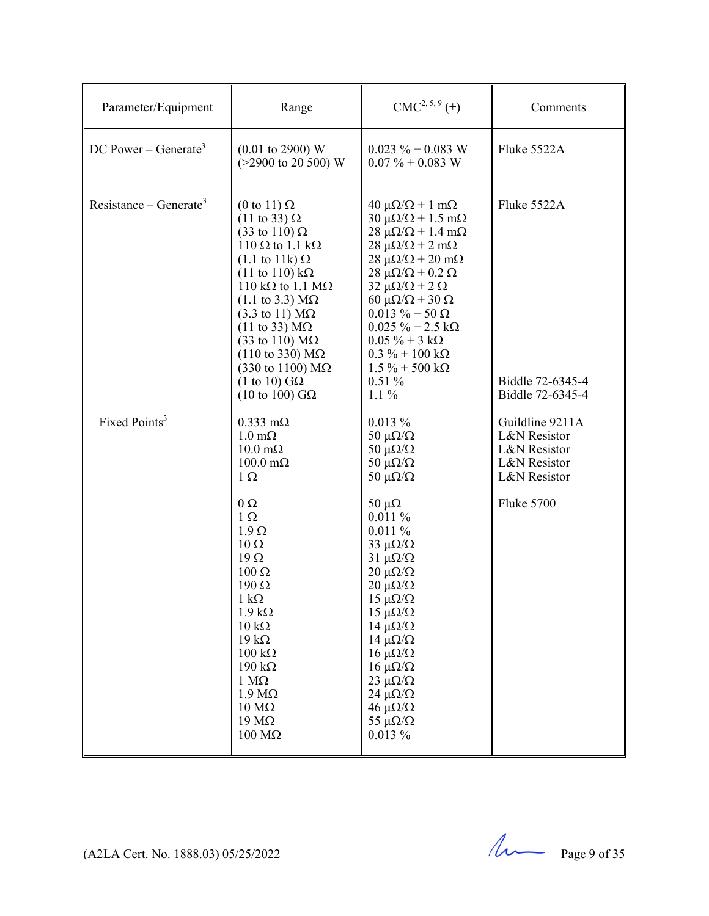| Parameter/Equipment | Range | CMC[2, 5, 9] (±) | Comments |
|---|---|---|---|
| DC Power – Generate[3] | (0.01 to 2900) W<br>(>2900 to 20 500) W | 0.023 % + 0.083 W<br>0.07 % + 0.083 W | Fluke 5522A |
| Resistance – Generate[3] | (0 to 11) Ω<br>(11 to 33) Ω<br>(33 to 110) Ω<br>110 Ω to 1.1 kΩ<br>(1.1 to 11k) Ω<br>(11 to 110) kΩ<br>110 kΩ to 1.1 MΩ<br>(1.1 to 3.3) MΩ<br>(3.3 to 11) MΩ<br>(11 to 33) MΩ<br>(33 to 110) MΩ<br>(110 to 330) MΩ<br>(330 to 1100) MΩ | 40 μΩ/Ω + 1 mΩ<br>30 μΩ/Ω + 1.5 mΩ<br>28 μΩ/Ω + 1.4 mΩ<br>28 μΩ/Ω + 2 mΩ<br>28 μΩ/Ω + 20 mΩ<br>28 μΩ/Ω + 0.2 Ω<br>32 μΩ/Ω + 2 Ω<br>60 μΩ/Ω + 30 Ω<br>0.013 % + 50 Ω<br>0.025 % + 2.5 kΩ<br>0.05 % + 3 kΩ<br>0.3 % + 100 kΩ<br>1.5 % + 500 kΩ | Fluke 5522A |
| | (1 to 10) GΩ<br>(10 to 100) GΩ | 0.51 %<br>1.1 % | Biddle 72-6345-4<br>Biddle 72-6345-4 |
| Fixed Points[3] | 0.333 mΩ<br>1.0 mΩ<br>10.0 mΩ<br>100.0 mΩ<br>1 Ω | 0.013 %<br>50 μΩ/Ω<br>50 μΩ/Ω<br>50 μΩ/Ω<br>50 μΩ/Ω | Guildline 9211A<br>L&N Resistor<br>L&N Resistor<br>L&N Resistor<br>L&N Resistor |
| | 0 Ω<br>1 Ω<br>1.9 Ω<br>10 Ω<br>19 Ω<br>100 Ω<br>190 Ω<br>1 kΩ<br>1.9 kΩ<br>10 kΩ<br>19 kΩ<br>100 kΩ<br>190 kΩ<br>1 MΩ<br>1.9 MΩ<br>10 MΩ<br>19 MΩ<br>100 MΩ | 50 μΩ<br>0.011 %<br>0.011 %<br>33 μΩ/Ω<br>31 μΩ/Ω<br>20 μΩ/Ω<br>20 μΩ/Ω<br>15 μΩ/Ω<br>15 μΩ/Ω<br>14 μΩ/Ω<br>14 μΩ/Ω<br>16 μΩ/Ω<br>16 μΩ/Ω<br>23 μΩ/Ω<br>24 μΩ/Ω<br>46 μΩ/Ω<br>55 μΩ/Ω<br>0.013 % | Fluke 5700 |

(A2LA Cert. No. 1888.03) 05/25/2022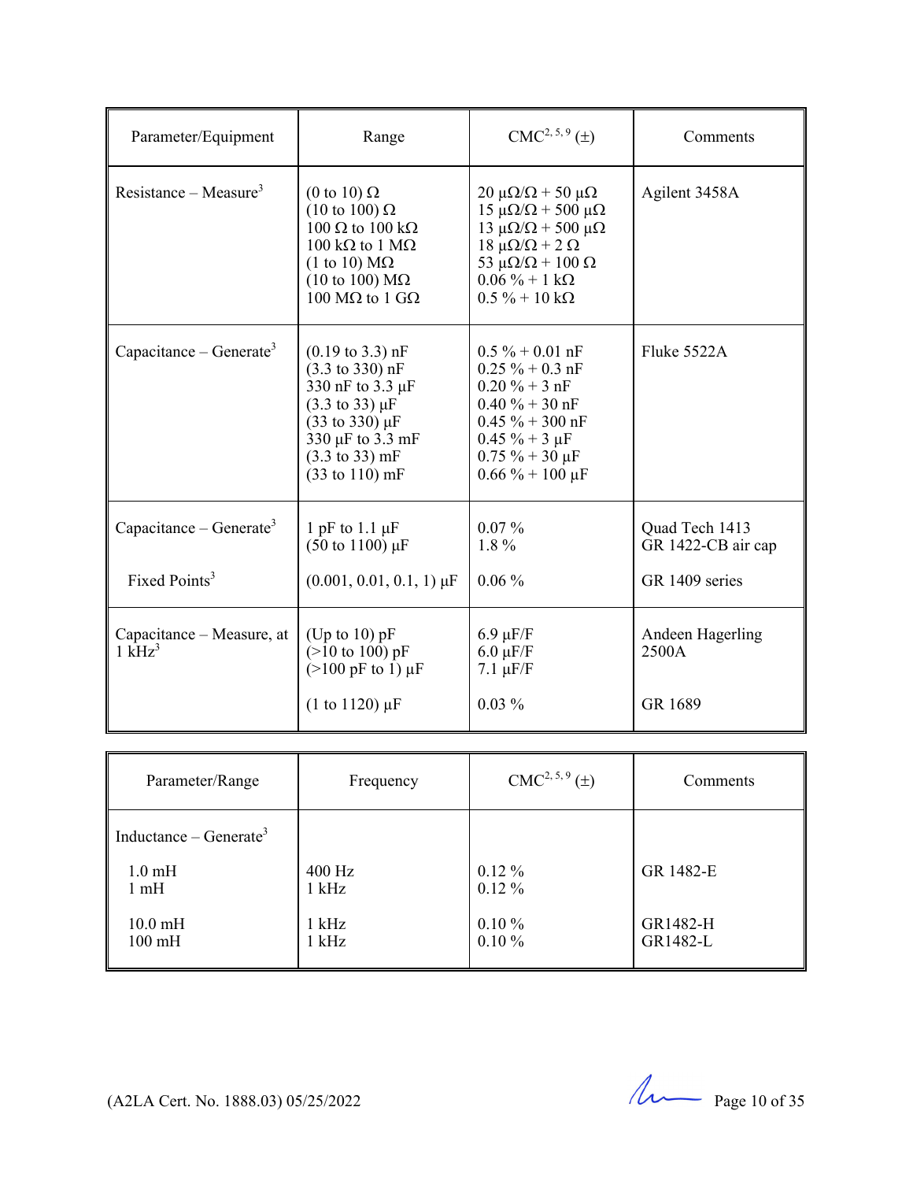| Parameter/Equipment | Range | CMC[2, 5, 9] (±) | Comments |
|---|---|---|---|
| Resistance – Measure[3] | (0 to 10) Ω<br>(10 to 100) Ω<br>100 Ω to 100 kΩ<br>100 kΩ to 1 MΩ<br>(1 to 10) MΩ<br>(10 to 100) MΩ<br>100 MΩ to 1 GΩ | 20 µΩ/Ω + 50 µΩ<br>15 µΩ/Ω + 500 µΩ<br>13 µΩ/Ω + 500 µΩ<br>18 µΩ/Ω + 2 Ω<br>53 µΩ/Ω + 100 Ω<br>0.06 % + 1 kΩ<br>0.5 % + 10 kΩ | Agilent 3458A |
| Capacitance – Generate[3] | (0.19 to 3.3) nF<br>(3.3 to 330) nF<br>330 nF to 3.3 µF<br>(3.3 to 33) µF<br>(33 to 330) µF<br>330 µF to 3.3 mF<br>(3.3 to 33) mF<br>(33 to 110) mF | 0.5 % + 0.01 nF<br>0.25 % + 0.3 nF<br>0.20 % + 3 nF<br>0.40 % + 30 nF<br>0.45 % + 300 nF<br>0.45 % + 3 µF<br>0.75 % + 30 µF<br>0.66 % + 100 µF | Fluke 5522A |
| Capacitance – Generate[3]<br><br>Fixed Points[3] | 1 pF to 1.1 µF<br>(50 to 1100) µF<br><br>(0.001, 0.01, 0.1, 1) µF | 0.07 %<br>1.8 %<br><br>0.06 % | Quad Tech 1413<br>GR 1422-CB air cap<br><br>GR 1409 series |
| Capacitance – Measure, at 1 kHz[3] | (Up to 10) pF<br>(>10 to 100) pF<br>(>100 pF to 1) µF<br><br>(1 to 1120) µF | 6.9 µF/F<br>6.0 µF/F<br>7.1 µF/F<br><br>0.03 % | Andeen Hagerling 2500A<br><br><br>GR 1689 |

| Parameter/Range | Frequency | CMC[2, 5, 9] (±) | Comments |
|---|---|---|---|
| Inductance – Generate[3] | | | |
| 1.0 mH<br>1 mH | 400 Hz<br>1 kHz | 0.12 %<br>0.12 % | GR 1482-E |
| 10.0 mH<br>100 mH | 1 kHz<br>1 kHz | 0.10 %<br>0.10 % | GR1482-H<br>GR1482-L |

(A2LA Cert. No. 1888.03) 05/25/2022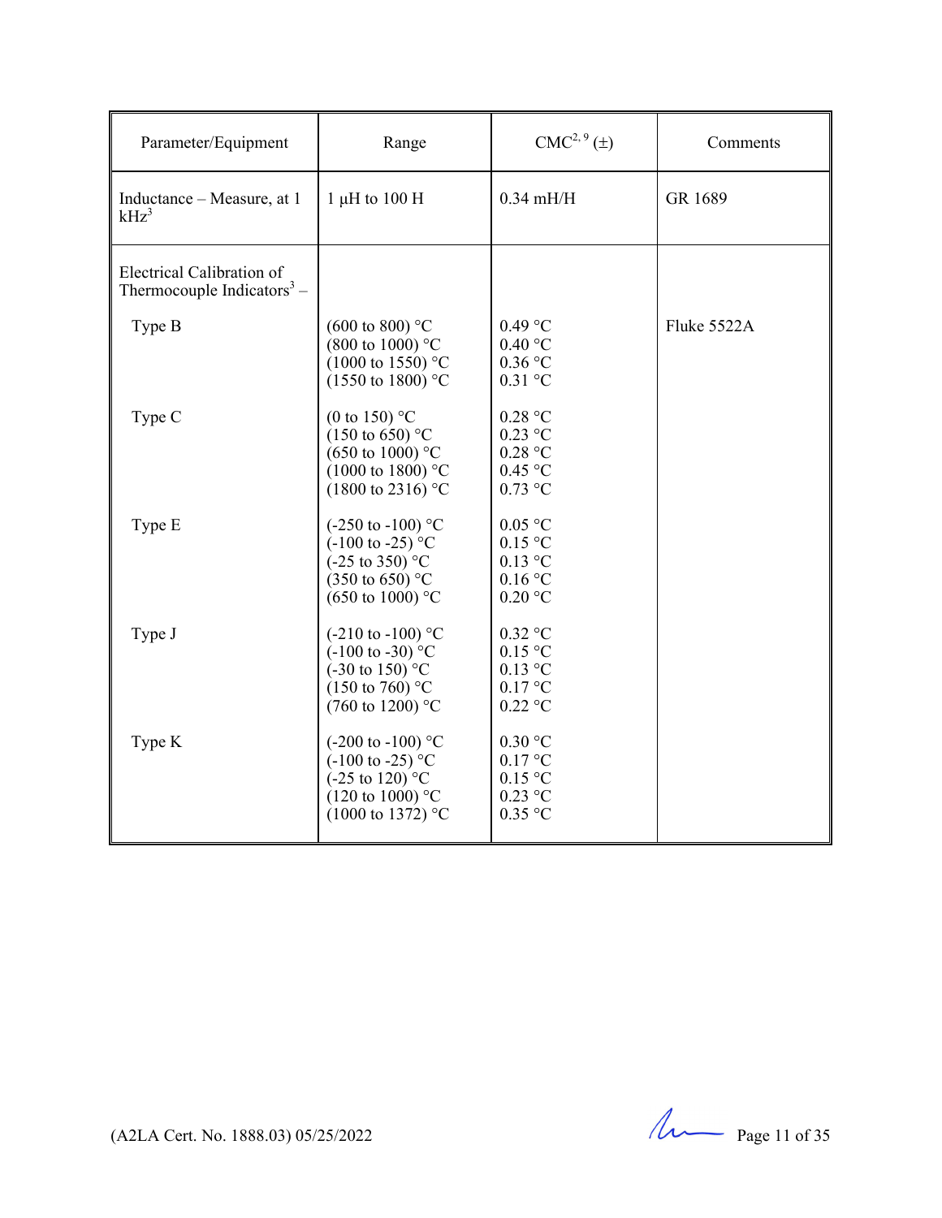| Parameter/Equipment | Range | CMC[2, 9] (±) | Comments |
|---|---|---|---|
| Inductance – Measure, at 1 kHz[3] | 1 µH to 100 H | 0.34 mH/H | GR 1689 |
| Electrical Calibration of Thermocouple Indicators[3] – | | | |
| Type B | (600 to 800) °C<br>(800 to 1000) °C<br>(1000 to 1550) °C<br>(1550 to 1800) °C | 0.49 °C<br>0.40 °C<br>0.36 °C<br>0.31 °C | Fluke 5522A |
| Type C | (0 to 150) °C<br>(150 to 650) °C<br>(650 to 1000) °C<br>(1000 to 1800) °C<br>(1800 to 2316) °C | 0.28 °C<br>0.23 °C<br>0.28 °C<br>0.45 °C<br>0.73 °C | |
| Type E | (-250 to -100) °C<br>(-100 to -25) °C<br>(-25 to 350) °C<br>(350 to 650) °C<br>(650 to 1000) °C | 0.05 °C<br>0.15 °C<br>0.13 °C<br>0.16 °C<br>0.20 °C | |
| Type J | (-210 to -100) °C<br>(-100 to -30) °C<br>(-30 to 150) °C<br>(150 to 760) °C<br>(760 to 1200) °C | 0.32 °C<br>0.15 °C<br>0.13 °C<br>0.17 °C<br>0.22 °C | |
| Type K | (-200 to -100) °C<br>(-100 to -25) °C<br>(-25 to 120) °C<br>(120 to 1000) °C<br>(1000 to 1372) °C | 0.30 °C<br>0.17 °C<br>0.15 °C<br>0.23 °C<br>0.35 °C | |

(A2LA Cert. No. 1888.03) 05/25/2022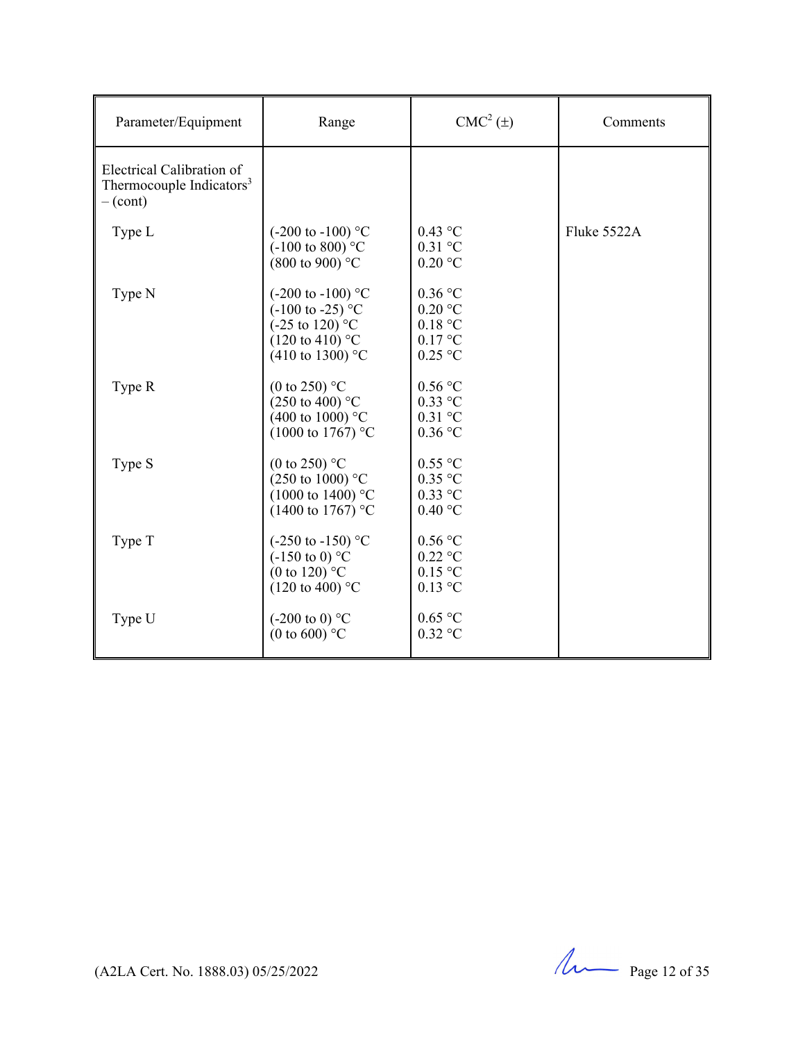| Parameter/Equipment | Range | CMC[2] (±) | Comments |
|---|---|---|---|
| Electrical Calibration of Thermocouple Indicators[3] – (cont) | | | |
| Type L | (-200 to -100) °C<br>(-100 to 800) °C<br>(800 to 900) °C | 0.43 °C<br>0.31 °C<br>0.20 °C | Fluke 5522A |
| Type N | (-200 to -100) °C<br>(-100 to -25) °C<br>(-25 to 120) °C<br>(120 to 410) °C<br>(410 to 1300) °C | 0.36 °C<br>0.20 °C<br>0.18 °C<br>0.17 °C<br>0.25 °C | |
| Type R | (0 to 250) °C<br>(250 to 400) °C<br>(400 to 1000) °C<br>(1000 to 1767) °C | 0.56 °C<br>0.33 °C<br>0.31 °C<br>0.36 °C | |
| Type S | (0 to 250) °C<br>(250 to 1000) °C<br>(1000 to 1400) °C<br>(1400 to 1767) °C | 0.55 °C<br>0.35 °C<br>0.33 °C<br>0.40 °C | |
| Type T | (-250 to -150) °C<br>(-150 to 0) °C<br>(0 to 120) °C<br>(120 to 400) °C | 0.56 °C<br>0.22 °C<br>0.15 °C<br>0.13 °C | |
| Type U | (-200 to 0) °C<br>(0 to 600) °C | 0.65 °C<br>0.32 °C | |

(A2LA Cert. No. 1888.03) 05/25/2022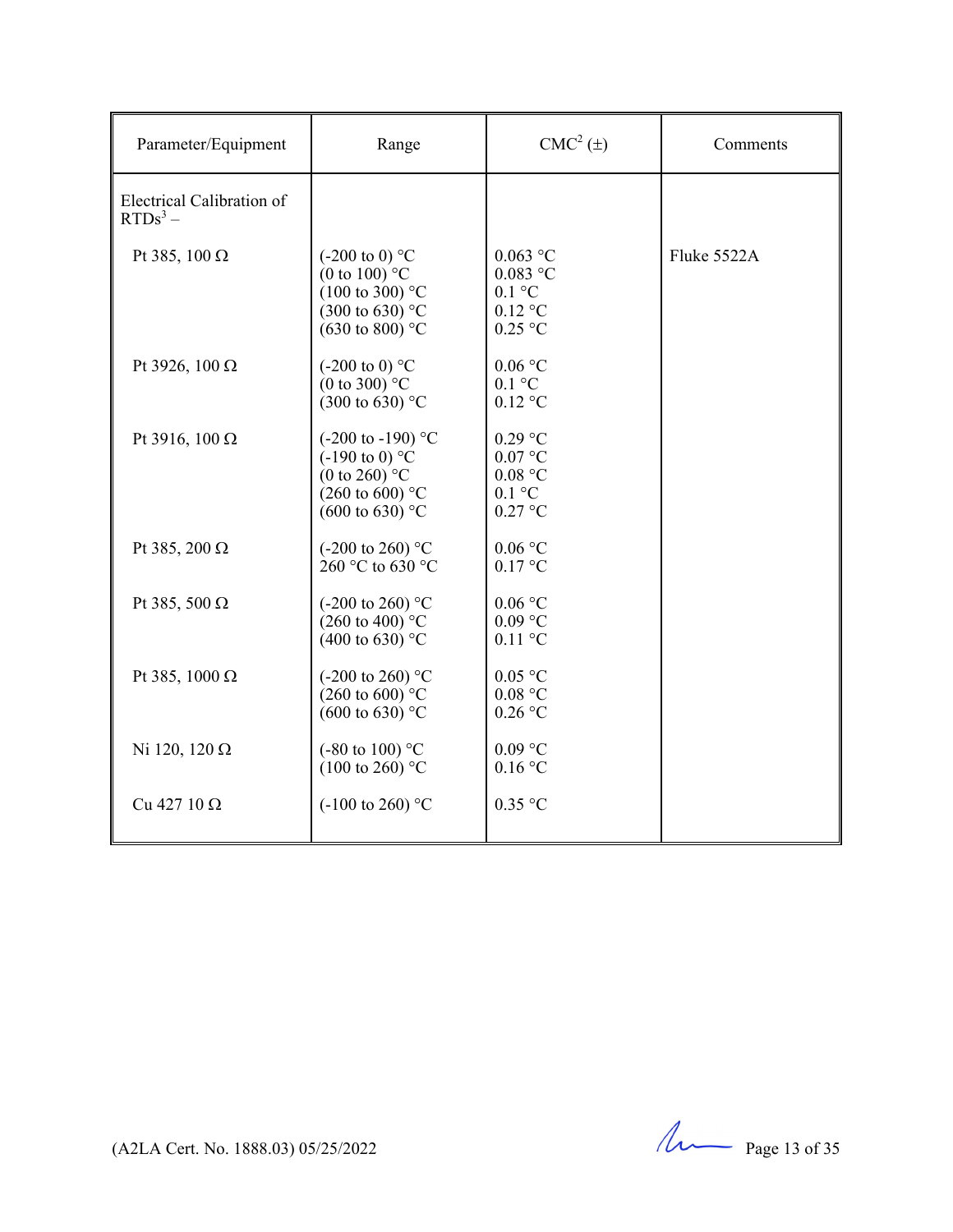| Parameter/Equipment | Range | CMC[2] (±) | Comments |
|---|---|---|---|
| Electrical Calibration of RTDs[3] – | | | |
| Pt 385, 100 Ω | (-200 to 0) °C<br>(0 to 100) °C<br>(100 to 300) °C<br>(300 to 630) °C<br>(630 to 800) °C | 0.063 °C<br>0.083 °C<br>0.1 °C<br>0.12 °C<br>0.25 °C | Fluke 5522A |
| Pt 3926, 100 Ω | (-200 to 0) °C<br>(0 to 300) °C<br>(300 to 630) °C | 0.06 °C<br>0.1 °C<br>0.12 °C | |
| Pt 3916, 100 Ω | (-200 to -190) °C<br>(-190 to 0) °C<br>(0 to 260) °C<br>(260 to 600) °C<br>(600 to 630) °C | 0.29 °C<br>0.07 °C<br>0.08 °C<br>0.1 °C<br>0.27 °C | |
| Pt 385, 200 Ω | (-200 to 260) °C<br>260 °C to 630 °C | 0.06 °C<br>0.17 °C | |
| Pt 385, 500 Ω | (-200 to 260) °C<br>(260 to 400) °C<br>(400 to 630) °C | 0.06 °C<br>0.09 °C<br>0.11 °C | |
| Pt 385, 1000 Ω | (-200 to 260) °C<br>(260 to 600) °C<br>(600 to 630) °C | 0.05 °C<br>0.08 °C<br>0.26 °C | |
| Ni 120, 120 Ω | (-80 to 100) °C<br>(100 to 260) °C | 0.09 °C<br>0.16 °C | |
| Cu 427 10 Ω | (-100 to 260) °C | 0.35 °C | |

(A2LA Cert. No. 1888.03) 05/25/2022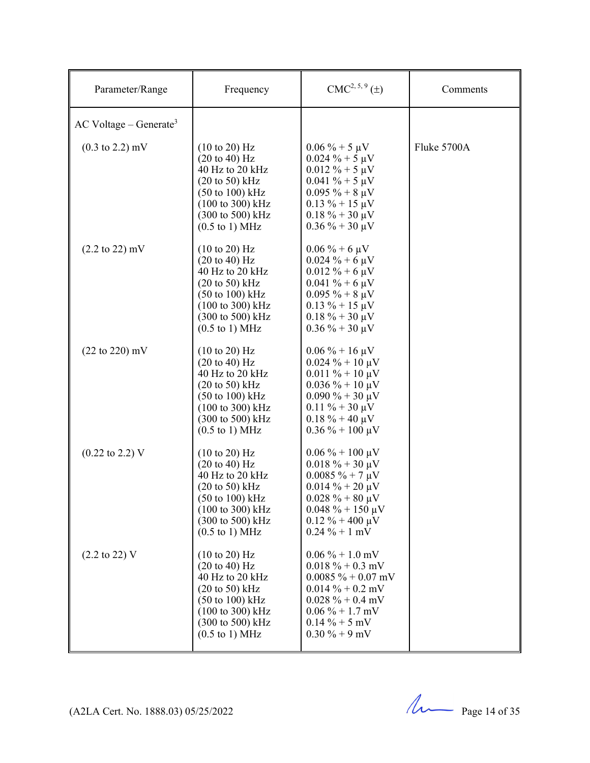| Parameter/Range | Frequency | CMC[2, 5, 9] (±) | Comments |
|---|---|---|---|
| AC Voltage – Generate[3] | | | |
| (0.3 to 2.2) mV | (10 to 20) Hz<br>(20 to 40) Hz<br>40 Hz to 20 kHz<br>(20 to 50) kHz<br>(50 to 100) kHz<br>(100 to 300) kHz<br>(300 to 500) kHz<br>(0.5 to 1) MHz | 0.06 % + 5 µV<br>0.024 % + 5 µV<br>0.012 % + 5 µV<br>0.041 % + 5 µV<br>0.095 % + 8 µV<br>0.13 % + 15 µV<br>0.18 % + 30 µV<br>0.36 % + 30 µV | Fluke 5700A |
| (2.2 to 22) mV | (10 to 20) Hz<br>(20 to 40) Hz<br>40 Hz to 20 kHz<br>(20 to 50) kHz<br>(50 to 100) kHz<br>(100 to 300) kHz<br>(300 to 500) kHz<br>(0.5 to 1) MHz | 0.06 % + 6 µV<br>0.024 % + 6 µV<br>0.012 % + 6 µV<br>0.041 % + 6 µV<br>0.095 % + 8 µV<br>0.13 % + 15 µV<br>0.18 % + 30 µV<br>0.36 % + 30 µV | |
| (22 to 220) mV | (10 to 20) Hz<br>(20 to 40) Hz<br>40 Hz to 20 kHz<br>(20 to 50) kHz<br>(50 to 100) kHz<br>(100 to 300) kHz<br>(300 to 500) kHz<br>(0.5 to 1) MHz | 0.06 % + 16 µV<br>0.024 % + 10 µV<br>0.011 % + 10 µV<br>0.036 % + 10 µV<br>0.090 % + 30 µV<br>0.11 % + 30 µV<br>0.18 % + 40 µV<br>0.36 % + 100 µV | |
| (0.22 to 2.2) V | (10 to 20) Hz<br>(20 to 40) Hz<br>40 Hz to 20 kHz<br>(20 to 50) kHz<br>(50 to 100) kHz<br>(100 to 300) kHz<br>(300 to 500) kHz<br>(0.5 to 1) MHz | 0.06 % + 100 µV<br>0.018 % + 30 µV<br>0.0085 % + 7 µV<br>0.014 % + 20 µV<br>0.028 % + 80 µV<br>0.048 % + 150 µV<br>0.12 % + 400 µV<br>0.24 % + 1 mV | |
| (2.2 to 22) V | (10 to 20) Hz<br>(20 to 40) Hz<br>40 Hz to 20 kHz<br>(20 to 50) kHz<br>(50 to 100) kHz<br>(100 to 300) kHz<br>(300 to 500) kHz<br>(0.5 to 1) MHz | 0.06 % + 1.0 mV<br>0.018 % + 0.3 mV<br>0.0085 % + 0.07 mV<br>0.014 % + 0.2 mV<br>0.028 % + 0.4 mV<br>0.06 % + 1.7 mV<br>0.14 % + 5 mV<br>0.30 % + 9 mV | |

(A2LA Cert. No. 1888.03) 05/25/2022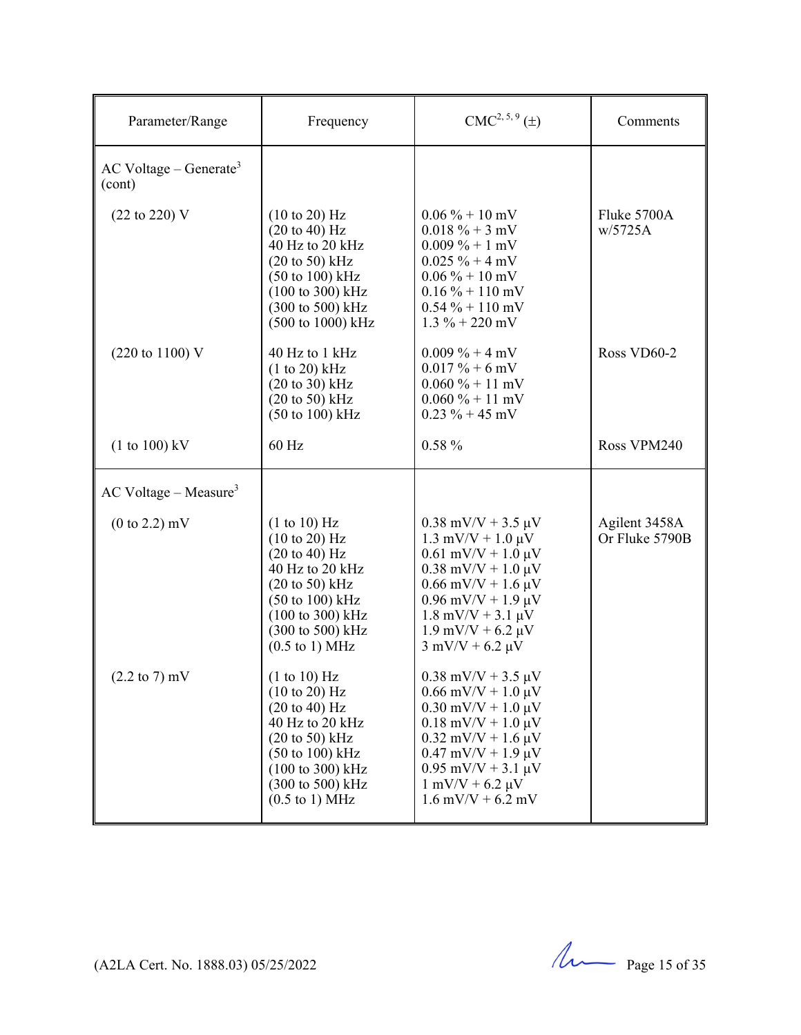| Parameter/Range | Frequency | CMC[2, 5, 9] (±) | Comments |
|---|---|---|---|
| AC Voltage – Generate[3] (cont) | | | |
| (22 to 220) V | (10 to 20) Hz<br>(20 to 40) Hz<br>40 Hz to 20 kHz<br>(20 to 50) kHz<br>(50 to 100) kHz<br>(100 to 300) kHz<br>(300 to 500) kHz<br>(500 to 1000) kHz | 0.06 % + 10 mV<br>0.018 % + 3 mV<br>0.009 % + 1 mV<br>0.025 % + 4 mV<br>0.06 % + 10 mV<br>0.16 % + 110 mV<br>0.54 % + 110 mV<br>1.3 % + 220 mV | Fluke 5700A w/5725A |
| (220 to 1100) V | 40 Hz to 1 kHz<br>(1 to 20) kHz<br>(20 to 30) kHz<br>(20 to 50) kHz<br>(50 to 100) kHz | 0.009 % + 4 mV<br>0.017 % + 6 mV<br>0.060 % + 11 mV<br>0.060 % + 11 mV<br>0.23 % + 45 mV | Ross VD60-2 |
| (1 to 100) kV | 60 Hz | 0.58 % | Ross VPM240 |
| AC Voltage – Measure[3] | | | |
| (0 to 2.2) mV | (1 to 10) Hz<br>(10 to 20) Hz<br>(20 to 40) Hz<br>40 Hz to 20 kHz<br>(20 to 50) kHz<br>(50 to 100) kHz<br>(100 to 300) kHz<br>(300 to 500) kHz<br>(0.5 to 1) MHz | 0.38 mV/V + 3.5 µV<br>1.3 mV/V + 1.0 µV<br>0.61 mV/V + 1.0 µV<br>0.38 mV/V + 1.0 µV<br>0.66 mV/V + 1.6 µV<br>0.96 mV/V + 1.9 µV<br>1.8 mV/V + 3.1 µV<br>1.9 mV/V + 6.2 µV<br>3 mV/V + 6.2 µV | Agilent 3458A Or Fluke 5790B |
| (2.2 to 7) mV | (1 to 10) Hz<br>(10 to 20) Hz<br>(20 to 40) Hz<br>40 Hz to 20 kHz<br>(20 to 50) kHz<br>(50 to 100) kHz<br>(100 to 300) kHz<br>(300 to 500) kHz<br>(0.5 to 1) MHz | 0.38 mV/V + 3.5 µV<br>0.66 mV/V + 1.0 µV<br>0.30 mV/V + 1.0 µV<br>0.18 mV/V + 1.0 µV<br>0.32 mV/V + 1.6 µV<br>0.47 mV/V + 1.9 µV<br>0.95 mV/V + 3.1 µV<br>1 mV/V + 6.2 µV<br>1.6 mV/V + 6.2 mV | |

(A2LA Cert. No. 1888.03) 05/25/2022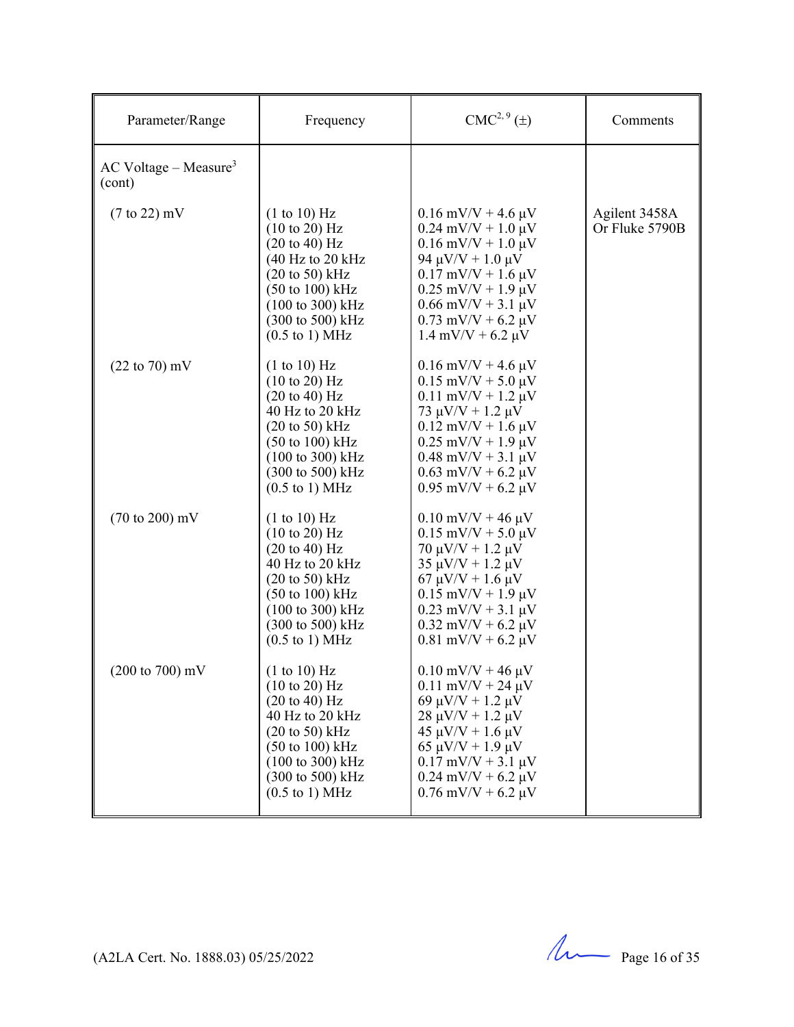| Parameter/Range | Frequency | CMC[2, 9] (±) | Comments |
|---|---|---|---|
| AC Voltage – Measure[3] (cont) | | | |
| (7 to 22) mV | (1 to 10) Hz | 0.16 mV/V + 4.6 µV | Agilent 3458A Or Fluke 5790B |
| | (10 to 20) Hz | 0.24 mV/V + 1.0 µV | |
| | (20 to 40) Hz | 0.16 mV/V + 1.0 µV | |
| | (40 Hz to 20 kHz | 94 µV/V + 1.0 µV | |
| | (20 to 50) kHz | 0.17 mV/V + 1.6 µV | |
| | (50 to 100) kHz | 0.25 mV/V + 1.9 µV | |
| | (100 to 300) kHz | 0.66 mV/V + 3.1 µV | |
| | (300 to 500) kHz | 0.73 mV/V + 6.2 µV | |
| | (0.5 to 1) MHz | 1.4 mV/V + 6.2 µV | |
| (22 to 70) mV | (1 to 10) Hz | 0.16 mV/V + 4.6 µV | |
| | (10 to 20) Hz | 0.15 mV/V + 5.0 µV | |
| | (20 to 40) Hz | 0.11 mV/V + 1.2 µV | |
| | 40 Hz to 20 kHz | 73 µV/V + 1.2 µV | |
| | (20 to 50) kHz | 0.12 mV/V + 1.6 µV | |
| | (50 to 100) kHz | 0.25 mV/V + 1.9 µV | |
| | (100 to 300) kHz | 0.48 mV/V + 3.1 µV | |
| | (300 to 500) kHz | 0.63 mV/V + 6.2 µV | |
| | (0.5 to 1) MHz | 0.95 mV/V + 6.2 µV | |
| (70 to 200) mV | (1 to 10) Hz | 0.10 mV/V + 46 µV | |
| | (10 to 20) Hz | 0.15 mV/V + 5.0 µV | |
| | (20 to 40) Hz | 70 µV/V + 1.2 µV | |
| | 40 Hz to 20 kHz | 35 µV/V + 1.2 µV | |
| | (20 to 50) kHz | 67 µV/V + 1.6 µV | |
| | (50 to 100) kHz | 0.15 mV/V + 1.9 µV | |
| | (100 to 300) kHz | 0.23 mV/V + 3.1 µV | |
| | (300 to 500) kHz | 0.32 mV/V + 6.2 µV | |
| | (0.5 to 1) MHz | 0.81 mV/V + 6.2 µV | |
| (200 to 700) mV | (1 to 10) Hz | 0.10 mV/V + 46 µV | |
| | (10 to 20) Hz | 0.11 mV/V + 24 µV | |
| | (20 to 40) Hz | 69 µV/V + 1.2 µV | |
| | 40 Hz to 20 kHz | 28 µV/V + 1.2 µV | |
| | (20 to 50) kHz | 45 µV/V + 1.6 µV | |
| | (50 to 100) kHz | 65 µV/V + 1.9 µV | |
| | (100 to 300) kHz | 0.17 mV/V + 3.1 µV | |
| | (300 to 500) kHz | 0.24 mV/V + 6.2 µV | |
| | (0.5 to 1) MHz | 0.76 mV/V + 6.2 µV | |

(A2LA Cert. No. 1888.03) 05/25/2022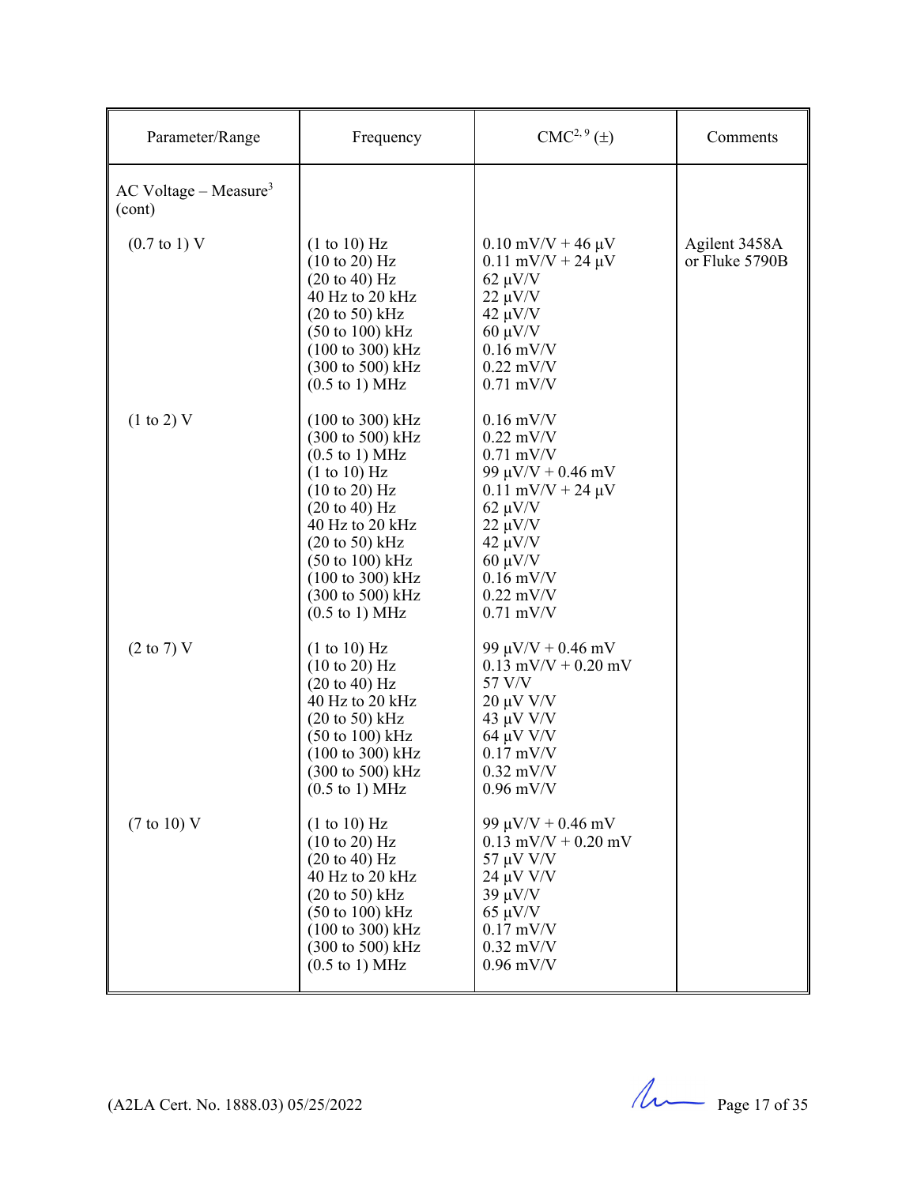| Parameter/Range | Frequency | CMC[2, 9] (±) | Comments |
|---|---|---|---|
| AC Voltage – Measure[3] (cont) | | | |
| (0.7 to 1) V | (1 to 10) Hz<br>(10 to 20) Hz<br>(20 to 40) Hz<br>40 Hz to 20 kHz<br>(20 to 50) kHz<br>(50 to 100) kHz<br>(100 to 300) kHz<br>(300 to 500) kHz<br>(0.5 to 1) MHz | 0.10 mV/V + 46 µV<br>0.11 mV/V + 24 µV<br>62 µV/V<br>22 µV/V<br>42 µV/V<br>60 µV/V<br>0.16 mV/V<br>0.22 mV/V<br>0.71 mV/V | Agilent 3458A or Fluke 5790B |
| (1 to 2) V | (100 to 300) kHz<br>(300 to 500) kHz<br>(0.5 to 1) MHz<br>(1 to 10) Hz<br>(10 to 20) Hz<br>(20 to 40) Hz<br>40 Hz to 20 kHz<br>(20 to 50) kHz<br>(50 to 100) kHz<br>(100 to 300) kHz<br>(300 to 500) kHz<br>(0.5 to 1) MHz | 0.16 mV/V<br>0.22 mV/V<br>0.71 mV/V<br>99 µV/V + 0.46 mV<br>0.11 mV/V + 24 µV<br>62 µV/V<br>22 µV/V<br>42 µV/V<br>60 µV/V<br>0.16 mV/V<br>0.22 mV/V<br>0.71 mV/V | |
| (2 to 7) V | (1 to 10) Hz<br>(10 to 20) Hz<br>(20 to 40) Hz<br>40 Hz to 20 kHz<br>(20 to 50) kHz<br>(50 to 100) kHz<br>(100 to 300) kHz<br>(300 to 500) kHz<br>(0.5 to 1) MHz | 99 µV/V + 0.46 mV<br>0.13 mV/V + 0.20 mV<br>57 V/V<br>20 µV V/V<br>43 µV V/V<br>64 µV V/V<br>0.17 mV/V<br>0.32 mV/V<br>0.96 mV/V | |
| (7 to 10) V | (1 to 10) Hz<br>(10 to 20) Hz<br>(20 to 40) Hz<br>40 Hz to 20 kHz<br>(20 to 50) kHz<br>(50 to 100) kHz<br>(100 to 300) kHz<br>(300 to 500) kHz<br>(0.5 to 1) MHz | 99 µV/V + 0.46 mV<br>0.13 mV/V + 0.20 mV<br>57 µV V/V<br>24 µV V/V<br>39 µV/V<br>65 µV/V<br>0.17 mV/V<br>0.32 mV/V<br>0.96 mV/V | |

(A2LA Cert. No. 1888.03) 05/25/2022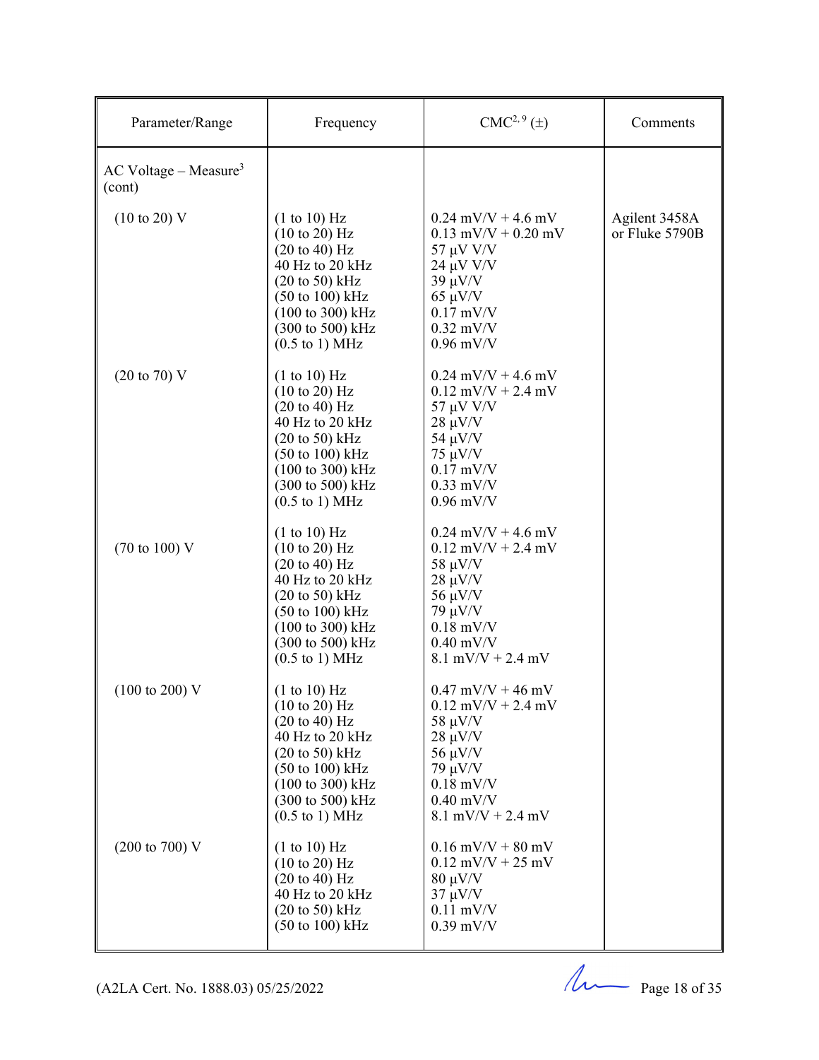| Parameter/Range | Frequency | CMC[2, 9] (±) | Comments |
|---|---|---|---|
| AC Voltage – Measure[3] (cont) | | | |
| (10 to 20) V | (1 to 10) Hz | 0.24 mV/V + 4.6 mV | Agilent 3458A or Fluke 5790B |
| | (10 to 20) Hz | 0.13 mV/V + 0.20 mV | |
| | (20 to 40) Hz | 57 µV V/V | |
| | 40 Hz to 20 kHz | 24 µV V/V | |
| | (20 to 50) kHz | 39 µV/V | |
| | (50 to 100) kHz | 65 µV/V | |
| | (100 to 300) kHz | 0.17 mV/V | |
| | (300 to 500) kHz | 0.32 mV/V | |
| | (0.5 to 1) MHz | 0.96 mV/V | |
| (20 to 70) V | (1 to 10) Hz | 0.24 mV/V + 4.6 mV | |
| | (10 to 20) Hz | 0.12 mV/V + 2.4 mV | |
| | (20 to 40) Hz | 57 µV V/V | |
| | 40 Hz to 20 kHz | 28 µV/V | |
| | (20 to 50) kHz | 54 µV/V | |
| | (50 to 100) kHz | 75 µV/V | |
| | (100 to 300) kHz | 0.17 mV/V | |
| | (300 to 500) kHz | 0.33 mV/V | |
| | (0.5 to 1) MHz | 0.96 mV/V | |
| (70 to 100) V | (1 to 10) Hz | 0.24 mV/V + 4.6 mV | |
| | (10 to 20) Hz | 0.12 mV/V + 2.4 mV | |
| | (20 to 40) Hz | 58 µV/V | |
| | 40 Hz to 20 kHz | 28 µV/V | |
| | (20 to 50) kHz | 56 µV/V | |
| | (50 to 100) kHz | 79 µV/V | |
| | (100 to 300) kHz | 0.18 mV/V | |
| | (300 to 500) kHz | 0.40 mV/V | |
| | (0.5 to 1) MHz | 8.1 mV/V + 2.4 mV | |
| (100 to 200) V | (1 to 10) Hz | 0.47 mV/V + 46 mV | |
| | (10 to 20) Hz | 0.12 mV/V + 2.4 mV | |
| | (20 to 40) Hz | 58 µV/V | |
| | 40 Hz to 20 kHz | 28 µV/V | |
| | (20 to 50) kHz | 56 µV/V | |
| | (50 to 100) kHz | 79 µV/V | |
| | (100 to 300) kHz | 0.18 mV/V | |
| | (300 to 500) kHz | 0.40 mV/V | |
| | (0.5 to 1) MHz | 8.1 mV/V + 2.4 mV | |
| (200 to 700) V | (1 to 10) Hz | 0.16 mV/V + 80 mV | |
| | (10 to 20) Hz | 0.12 mV/V + 25 mV | |
| | (20 to 40) Hz | 80 µV/V | |
| | 40 Hz to 20 kHz | 37 µV/V | |
| | (20 to 50) kHz | 0.11 mV/V | |
| | (50 to 100) kHz | 0.39 mV/V | |

(A2LA Cert. No. 1888.03) 05/25/2022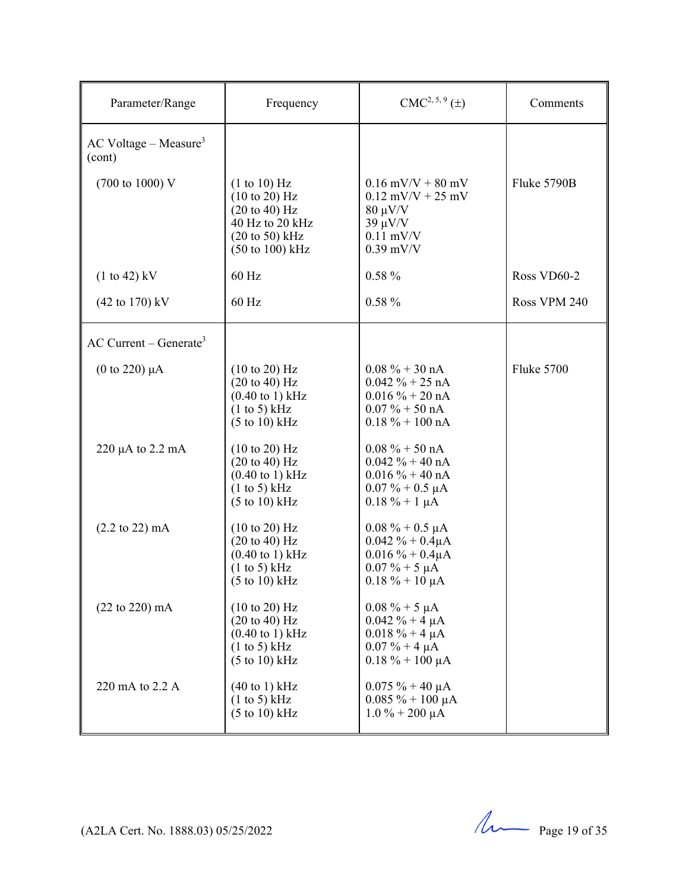| Parameter/Range | Frequency | CMC[2, 5, 9] (±) | Comments |
|---|---|---|---|
| AC Voltage – Measure[3] (cont) | | | |
| (700 to 1000) V | (1 to 10) Hz<br>(10 to 20) Hz<br>(20 to 40) Hz<br>40 Hz to 20 kHz<br>(20 to 50) kHz<br>(50 to 100) kHz | 0.16 mV/V + 80 mV<br>0.12 mV/V + 25 mV<br>80 µV/V<br>39 µV/V<br>0.11 mV/V<br>0.39 mV/V | Fluke 5790B |
| (1 to 42) kV | 60 Hz | 0.58 % | Ross VD60-2 |
| (42 to 170) kV | 60 Hz | 0.58 % | Ross VPM 240 |
| AC Current – Generate[3] | | | |
| (0 to 220) µA | (10 to 20) Hz<br>(20 to 40) Hz<br>(0.40 to 1) kHz<br>(1 to 5) kHz<br>(5 to 10) kHz | 0.08 % + 30 nA<br>0.042 % + 25 nA<br>0.016 % + 20 nA<br>0.07 % + 50 nA<br>0.18 % + 100 nA | Fluke 5700 |
| 220 µA to 2.2 mA | (10 to 20) Hz<br>(20 to 40) Hz<br>(0.40 to 1) kHz<br>(1 to 5) kHz<br>(5 to 10) kHz | 0.08 % + 50 nA<br>0.042 % + 40 nA<br>0.016 % + 40 nA<br>0.07 % + 0.5 µA<br>0.18 % + 1 µA | |
| (2.2 to 22) mA | (10 to 20) Hz<br>(20 to 40) Hz<br>(0.40 to 1) kHz<br>(1 to 5) kHz<br>(5 to 10) kHz | 0.08 % + 0.5 µA<br>0.042 % + 0.4µA<br>0.016 % + 0.4µA<br>0.07 % + 5 µA<br>0.18 % + 10 µA | |
| (22 to 220) mA | (10 to 20) Hz<br>(20 to 40) Hz<br>(0.40 to 1) kHz<br>(1 to 5) kHz<br>(5 to 10) kHz | 0.08 % + 5 µA<br>0.042 % + 4 µA<br>0.018 % + 4 µA<br>0.07 % + 4 µA<br>0.18 % + 100 µA | |
| 220 mA to 2.2 A | (40 to 1) kHz<br>(1 to 5) kHz<br>(5 to 10) kHz | 0.075 % + 40 µA<br>0.085 % + 100 µA<br>1.0 % + 200 µA | |

(A2LA Cert. No. 1888.03) 05/25/2022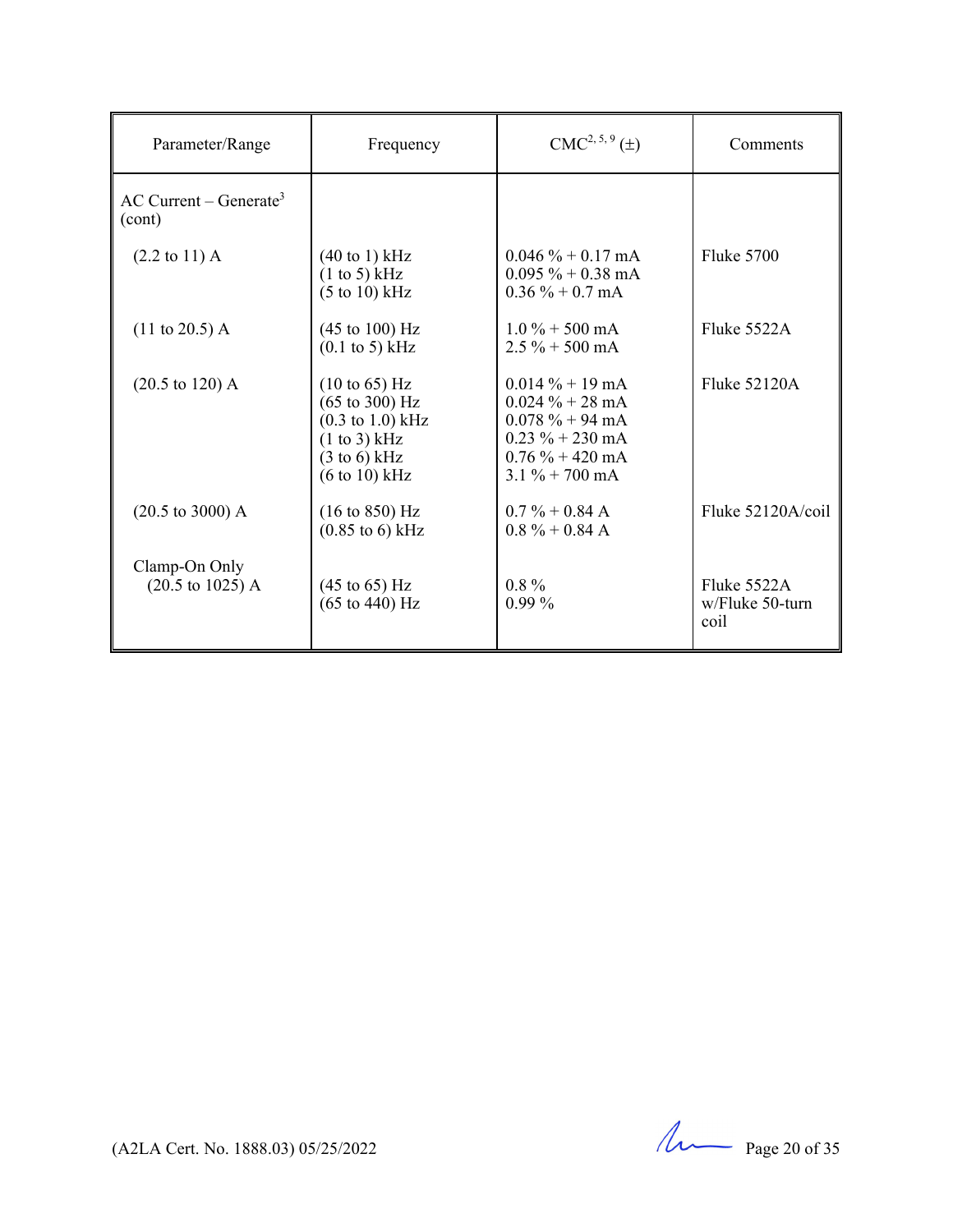| Parameter/Range | Frequency | CMC[2, 5, 9] (±) | Comments |
|---|---|---|---|
| AC Current – Generate[3] (cont) | | | |
| (2.2 to 11) A | (40 to 1) kHz<br>(1 to 5) kHz<br>(5 to 10) kHz | 0.046 % + 0.17 mA<br>0.095 % + 0.38 mA<br>0.36 % + 0.7 mA | Fluke 5700 |
| (11 to 20.5) A | (45 to 100) Hz<br>(0.1 to 5) kHz | 1.0 % + 500 mA<br>2.5 % + 500 mA | Fluke 5522A |
| (20.5 to 120) A | (10 to 65) Hz<br>(65 to 300) Hz<br>(0.3 to 1.0) kHz<br>(1 to 3) kHz<br>(3 to 6) kHz<br>(6 to 10) kHz | 0.014 % + 19 mA<br>0.024 % + 28 mA<br>0.078 % + 94 mA<br>0.23 % + 230 mA<br>0.76 % + 420 mA<br>3.1 % + 700 mA | Fluke 52120A |
| (20.5 to 3000) A | (16 to 850) Hz<br>(0.85 to 6) kHz | 0.7 % + 0.84 A<br>0.8 % + 0.84 A | Fluke 52120A/coil |
| Clamp-On Only<br>(20.5 to 1025) A | (45 to 65) Hz<br>(65 to 440) Hz | 0.8 %<br>0.99 % | Fluke 5522A w/Fluke 50-turn coil |

(A2LA Cert. No. 1888.03) 05/25/2022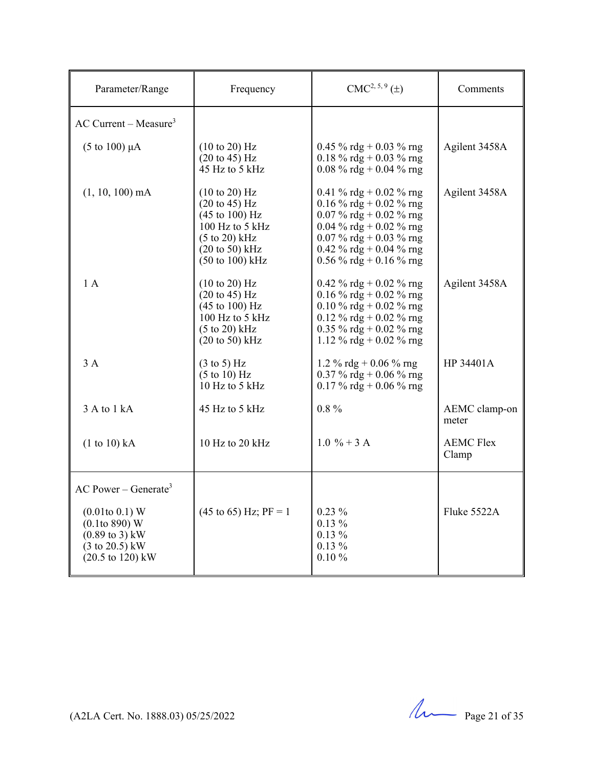| Parameter/Range | Frequency | CMC[2, 5, 9] (±) | Comments |
|---|---|---|---|
| AC Current – Measure[3] | | | |
| (5 to 100) µA | (10 to 20) Hz<br>(20 to 45) Hz<br>45 Hz to 5 kHz | 0.45 % rdg + 0.03 % rng<br>0.18 % rdg + 0.03 % rng<br>0.08 % rdg + 0.04 % rng | Agilent 3458A |
| (1, 10, 100) mA | (10 to 20) Hz<br>(20 to 45) Hz<br>(45 to 100) Hz<br>100 Hz to 5 kHz<br>(5 to 20) kHz<br>(20 to 50) kHz<br>(50 to 100) kHz | 0.41 % rdg + 0.02 % rng<br>0.16 % rdg + 0.02 % rng<br>0.07 % rdg + 0.02 % rng<br>0.04 % rdg + 0.02 % rng<br>0.07 % rdg + 0.03 % rng<br>0.42 % rdg + 0.04 % rng<br>0.56 % rdg + 0.16 % rng | Agilent 3458A |
| 1 A | (10 to 20) Hz<br>(20 to 45) Hz<br>(45 to 100) Hz<br>100 Hz to 5 kHz<br>(5 to 20) kHz<br>(20 to 50) kHz | 0.42 % rdg + 0.02 % rng<br>0.16 % rdg + 0.02 % rng<br>0.10 % rdg + 0.02 % rng<br>0.12 % rdg + 0.02 % rng<br>0.35 % rdg + 0.02 % rng<br>1.12 % rdg + 0.02 % rng | Agilent 3458A |
| 3 A | (3 to 5) Hz<br>(5 to 10) Hz<br>10 Hz to 5 kHz | 1.2 % rdg + 0.06 % rng<br>0.37 % rdg + 0.06 % rng<br>0.17 % rdg + 0.06 % rng | HP 34401A |
| 3 A to 1 kA | 45 Hz to 5 kHz | 0.8 % | AEMC clamp-on meter |
| (1 to 10) kA | 10 Hz to 20 kHz | 1.0 % + 3 A | AEMC Flex Clamp |
| AC Power – Generate[3] | | | |
| (0.01to 0.1) W<br>(0.1to 890) W<br>(0.89 to 3) kW<br>(3 to 20.5) kW<br>(20.5 to 120) kW | (45 to 65) Hz; PF = 1 | 0.23 %<br>0.13 %<br>0.13 %<br>0.13 %<br>0.10 % | Fluke 5522A |

(A2LA Cert. No. 1888.03) 05/25/2022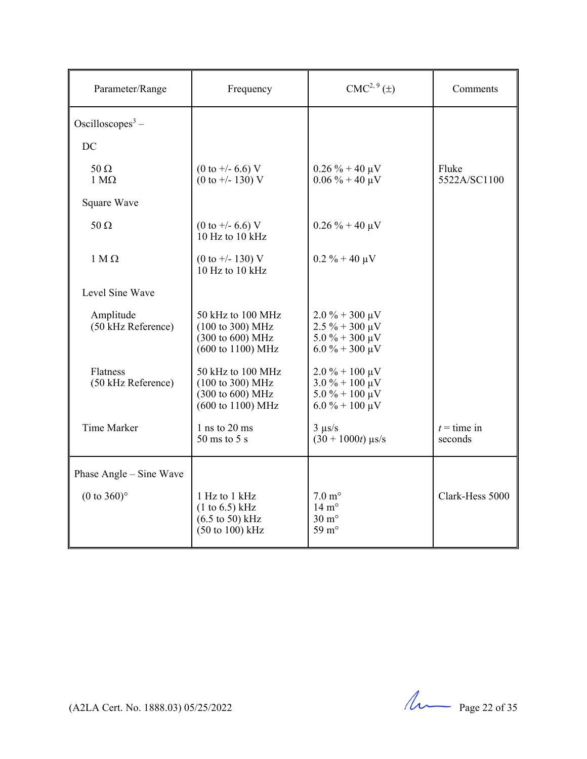| Parameter/Range | Frequency | CMC[2, 9] (±) | Comments |
|---|---|---|---|
| Oscilloscopes[3] – | | | |
| DC | | | |
| 50 Ω<br>1 MΩ | (0 to +/- 6.6) V<br>(0 to +/- 130) V | 0.26 % + 40 µV<br>0.06 % + 40 µV | Fluke 5522A/SC1100 |
| Square Wave | | | |
| 50 Ω | (0 to +/- 6.6) V<br>10 Hz to 10 kHz | 0.26 % + 40 µV | |
| 1 M Ω | (0 to +/- 130) V<br>10 Hz to 10 kHz | 0.2 % + 40 µV | |
| Level Sine Wave | | | |
| Amplitude (50 kHz Reference) | 50 kHz to 100 MHz<br>(100 to 300) MHz<br>(300 to 600) MHz<br>(600 to 1100) MHz | 2.0 % + 300 µV<br>2.5 % + 300 µV<br>5.0 % + 300 µV<br>6.0 % + 300 µV | |
| Flatness (50 kHz Reference) | 50 kHz to 100 MHz<br>(100 to 300) MHz<br>(300 to 600) MHz<br>(600 to 1100) MHz | 2.0 % + 100 µV<br>3.0 % + 100 µV<br>5.0 % + 100 µV<br>6.0 % + 100 µV | |
| Time Marker | 1 ns to 20 ms<br>50 ms to 5 s | 3 µs/s<br>(30 + 1000$t$) µs/s | $t$ = time in seconds |
| Phase Angle – Sine Wave | | | |
| (0 to 360)° | 1 Hz to 1 kHz<br>(1 to 6.5) kHz<br>(6.5 to 50) kHz<br>(50 to 100) kHz | 7.0 m°<br>14 m°<br>30 m°<br>59 m° | Clark-Hess 5000 |

(A2LA Cert. No. 1888.03) 05/25/2022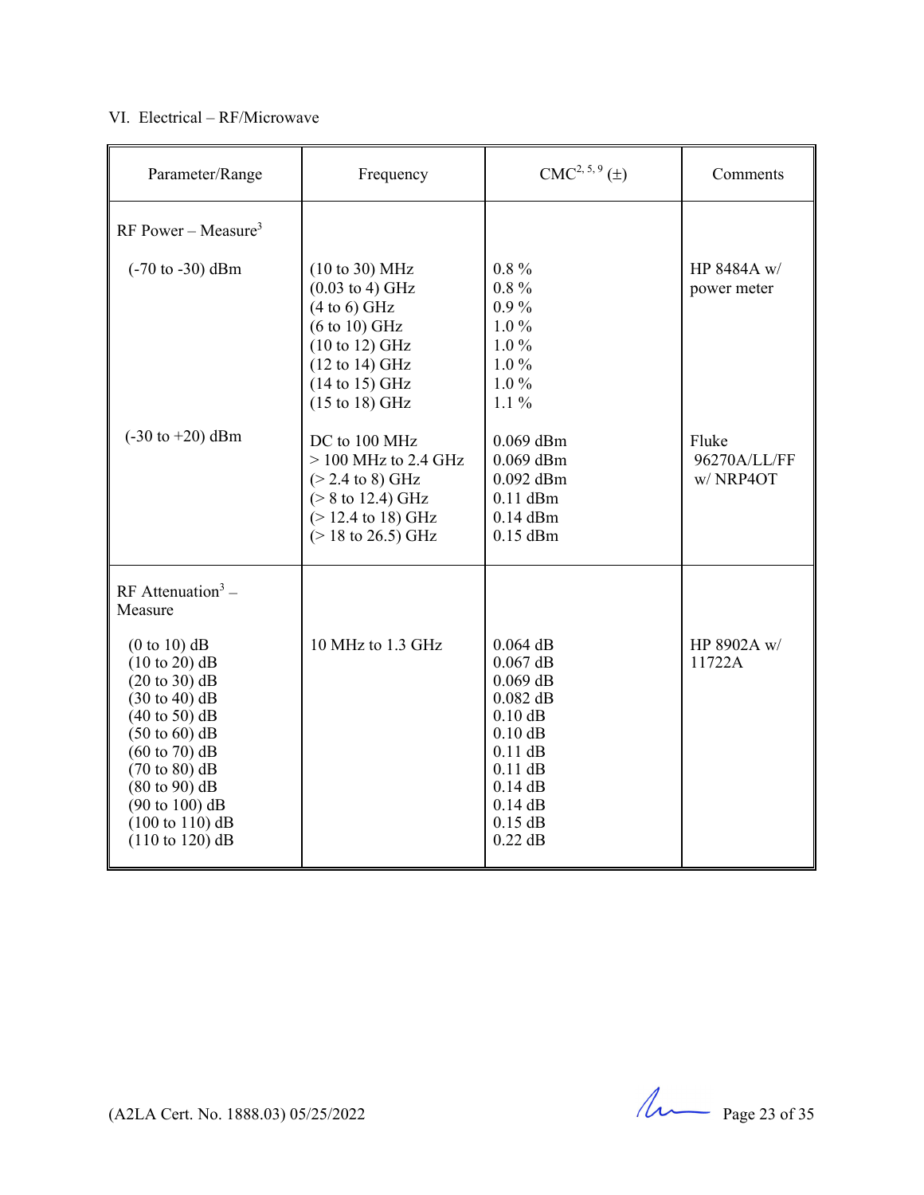VI. Electrical – RF/Microwave

| Parameter/Range | Frequency | CMC[2, 5, 9] (±) | Comments |
|---|---|---|---|
| RF Power – Measure[3] | | | |
| (-70 to -30) dBm | (10 to 30) MHz | 0.8 % | HP 8484A w/ power meter |
| | (0.03 to 4) GHz | 0.8 % | |
| | (4 to 6) GHz | 0.9 % | |
| | (6 to 10) GHz | 1.0 % | |
| | (10 to 12) GHz | 1.0 % | |
| | (12 to 14) GHz | 1.0 % | |
| | (14 to 15) GHz | 1.0 % | |
| | (15 to 18) GHz | 1.1 % | |
| (-30 to +20) dBm | DC to 100 MHz | 0.069 dBm | Fluke 96270A/LL/FF w/ NRP4OT |
| | > 100 MHz to 2.4 GHz | 0.069 dBm | |
| | (> 2.4 to 8) GHz | 0.092 dBm | |
| | (> 8 to 12.4) GHz | 0.11 dBm | |
| | (> 12.4 to 18) GHz | 0.14 dBm | |
| | (> 18 to 26.5) GHz | 0.15 dBm | |
| RF Attenuation[3] – Measure | | | |
| (0 to 10) dB | 10 MHz to 1.3 GHz | 0.064 dB | HP 8902A w/ 11722A |
| (10 to 20) dB | | 0.067 dB | |
| (20 to 30) dB | | 0.069 dB | |
| (30 to 40) dB | | 0.082 dB | |
| (40 to 50) dB | | 0.10 dB | |
| (50 to 60) dB | | 0.10 dB | |
| (60 to 70) dB | | 0.11 dB | |
| (70 to 80) dB | | 0.11 dB | |
| (80 to 90) dB | | 0.14 dB | |
| (90 to 100) dB | | 0.14 dB | |
| (100 to 110) dB | | 0.15 dB | |
| (110 to 120) dB | | 0.22 dB | |

(A2LA Cert. No. 1888.03) 05/25/2022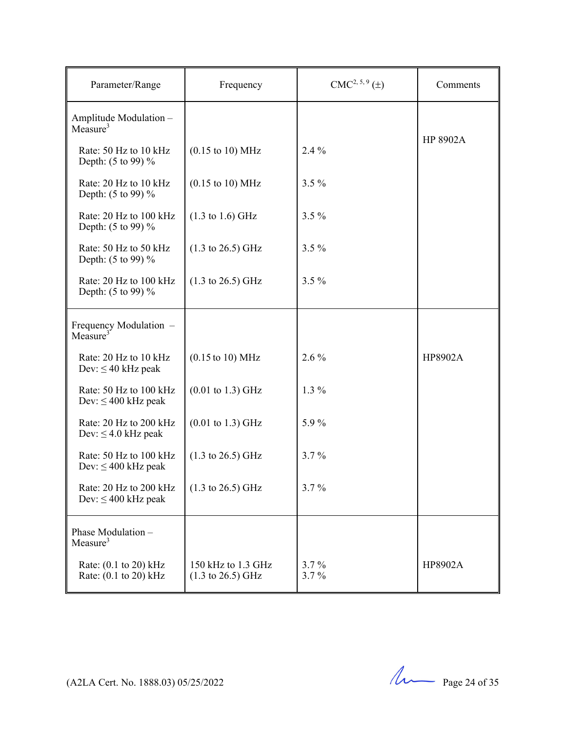| Parameter/Range | Frequency | CMC[2, 5, 9] (±) | Comments |
|---|---|---|---|
| Amplitude Modulation – Measure[3] | | | HP 8902A |
| Rate: 50 Hz to 10 kHz<br>Depth: (5 to 99) % | (0.15 to 10) MHz | 2.4 % | |
| Rate: 20 Hz to 10 kHz<br>Depth: (5 to 99) % | (0.15 to 10) MHz | 3.5 % | |
| Rate: 20 Hz to 100 kHz<br>Depth: (5 to 99) % | (1.3 to 1.6) GHz | 3.5 % | |
| Rate: 50 Hz to 50 kHz<br>Depth: (5 to 99) % | (1.3 to 26.5) GHz | 3.5 % | |
| Rate: 20 Hz to 100 kHz<br>Depth: (5 to 99) % | (1.3 to 26.5) GHz | 3.5 % | |
| Frequency Modulation – Measure[3] | | | |
| Rate: 20 Hz to 10 kHz<br>Dev: ≤ 40 kHz peak | (0.15 to 10) MHz | 2.6 % | HP8902A |
| Rate: 50 Hz to 100 kHz<br>Dev: ≤ 400 kHz peak | (0.01 to 1.3) GHz | 1.3 % | |
| Rate: 20 Hz to 200 kHz<br>Dev: ≤ 4.0 kHz peak | (0.01 to 1.3) GHz | 5.9 % | |
| Rate: 50 Hz to 100 kHz<br>Dev: ≤ 400 kHz peak | (1.3 to 26.5) GHz | 3.7 % | |
| Rate: 20 Hz to 200 kHz<br>Dev: ≤ 400 kHz peak | (1.3 to 26.5) GHz | 3.7 % | |
| Phase Modulation – Measure[3] | | | |
| Rate: (0.1 to 20) kHz<br>Rate: (0.1 to 20) kHz | 150 kHz to 1.3 GHz<br>(1.3 to 26.5) GHz | 3.7 %<br>3.7 % | HP8902A |

(A2LA Cert. No. 1888.03) 05/25/2022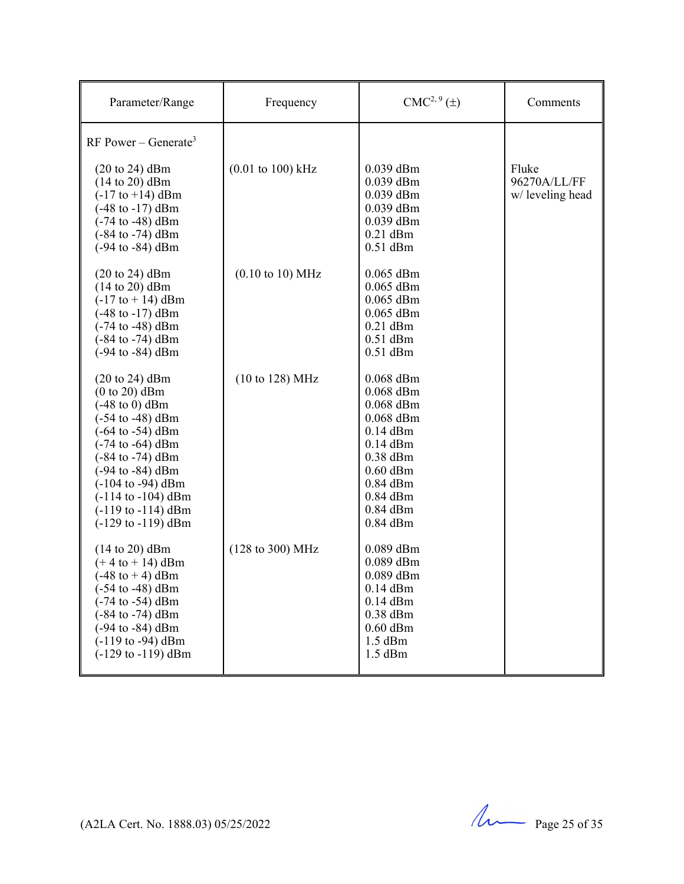| Parameter/Range | Frequency | CMC[2, 9] (±) | Comments |
|---|---|---|---|
| RF Power – Generate[3] | | | |
| (20 to 24) dBm | (0.01 to 100) kHz | 0.039 dBm | Fluke 96270A/LL/FF w/ leveling head |
| (14 to 20) dBm | | 0.039 dBm | |
| (-17 to +14) dBm | | 0.039 dBm | |
| (-48 to -17) dBm | | 0.039 dBm | |
| (-74 to -48) dBm | | 0.039 dBm | |
| (-84 to -74) dBm | | 0.21 dBm | |
| (-94 to -84) dBm | | 0.51 dBm | |
| (20 to 24) dBm | (0.10 to 10) MHz | 0.065 dBm | |
| (14 to 20) dBm | | 0.065 dBm | |
| (-17 to + 14) dBm | | 0.065 dBm | |
| (-48 to -17) dBm | | 0.065 dBm | |
| (-74 to -48) dBm | | 0.21 dBm | |
| (-84 to -74) dBm | | 0.51 dBm | |
| (-94 to -84) dBm | | 0.51 dBm | |
| (20 to 24) dBm | (10 to 128) MHz | 0.068 dBm | |
| (0 to 20) dBm | | 0.068 dBm | |
| (-48 to 0) dBm | | 0.068 dBm | |
| (-54 to -48) dBm | | 0.068 dBm | |
| (-64 to -54) dBm | | 0.14 dBm | |
| (-74 to -64) dBm | | 0.14 dBm | |
| (-84 to -74) dBm | | 0.38 dBm | |
| (-94 to -84) dBm | | 0.60 dBm | |
| (-104 to -94) dBm | | 0.84 dBm | |
| (-114 to -104) dBm | | 0.84 dBm | |
| (-119 to -114) dBm | | 0.84 dBm | |
| (-129 to -119) dBm | | 0.84 dBm | |
| (14 to 20) dBm | (128 to 300) MHz | 0.089 dBm | |
| (+ 4 to + 14) dBm | | 0.089 dBm | |
| (-48 to + 4) dBm | | 0.089 dBm | |
| (-54 to -48) dBm | | 0.14 dBm | |
| (-74 to -54) dBm | | 0.14 dBm | |
| (-84 to -74) dBm | | 0.38 dBm | |
| (-94 to -84) dBm | | 0.60 dBm | |
| (-119 to -94) dBm | | 1.5 dBm | |
| (-129 to -119) dBm | | 1.5 dBm | |

(A2LA Cert. No. 1888.03) 05/25/2022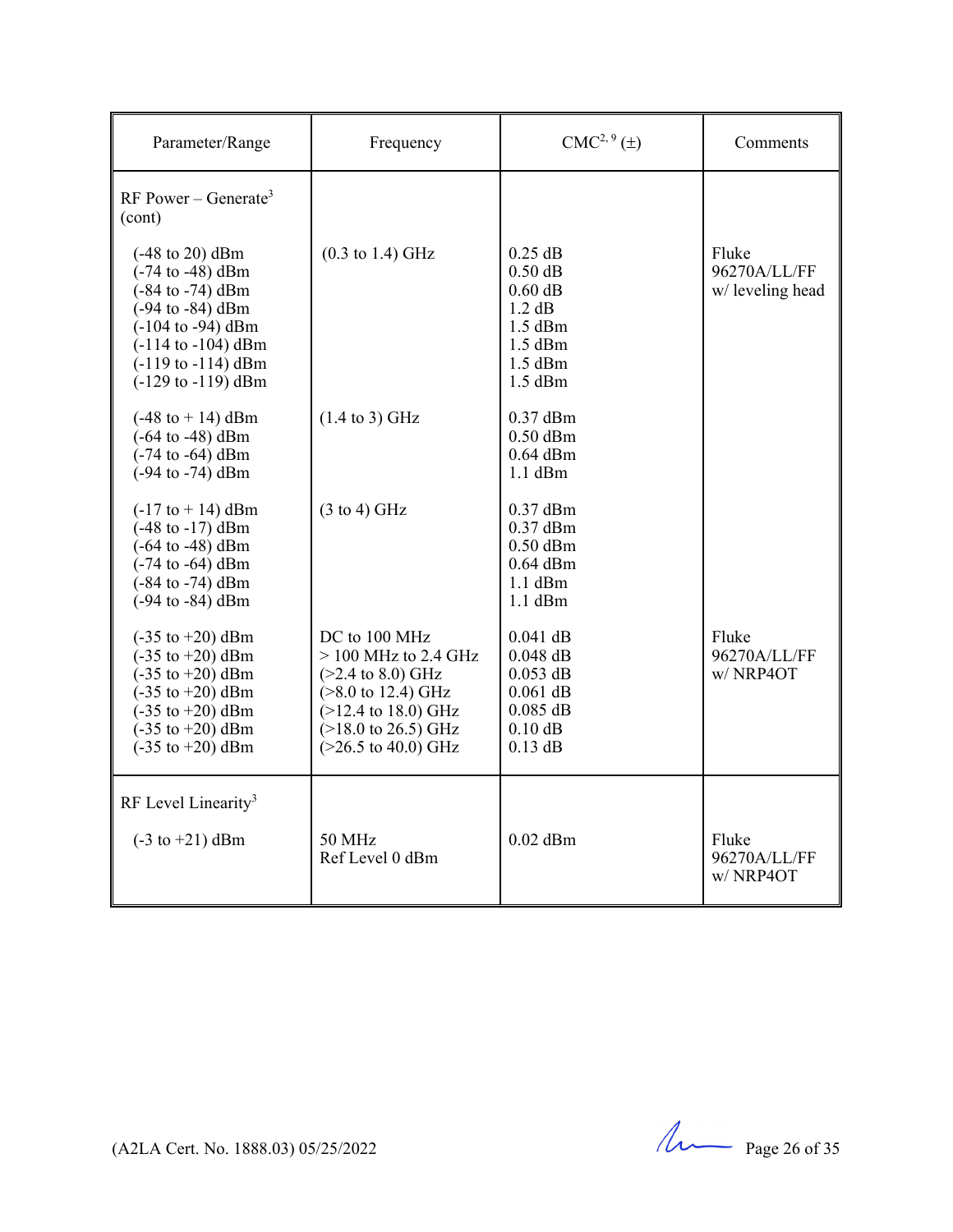| Parameter/Range | Frequency | CMC[2, 9] (±) | Comments |
|---|---|---|---|
| RF Power – Generate[3] (cont) | | | |
| (-48 to 20) dBm<br>(-74 to -48) dBm<br>(-84 to -74) dBm<br>(-94 to -84) dBm<br>(-104 to -94) dBm<br>(-114 to -104) dBm<br>(-119 to -114) dBm<br>(-129 to -119) dBm | (0.3 to 1.4) GHz | 0.25 dB<br>0.50 dB<br>0.60 dB<br>1.2 dB<br>1.5 dBm<br>1.5 dBm<br>1.5 dBm<br>1.5 dBm | Fluke 96270A/LL/FF w/ leveling head |
| (-48 to + 14) dBm<br>(-64 to -48) dBm<br>(-74 to -64) dBm<br>(-94 to -74) dBm | (1.4 to 3) GHz | 0.37 dBm<br>0.50 dBm<br>0.64 dBm<br>1.1 dBm | |
| (-17 to + 14) dBm<br>(-48 to -17) dBm<br>(-64 to -48) dBm<br>(-74 to -64) dBm<br>(-84 to -74) dBm<br>(-94 to -84) dBm | (3 to 4) GHz | 0.37 dBm<br>0.37 dBm<br>0.50 dBm<br>0.64 dBm<br>1.1 dBm<br>1.1 dBm | |
| (-35 to +20) dBm<br>(-35 to +20) dBm<br>(-35 to +20) dBm<br>(-35 to +20) dBm<br>(-35 to +20) dBm<br>(-35 to +20) dBm<br>(-35 to +20) dBm | DC to 100 MHz<br>> 100 MHz to 2.4 GHz<br>(>2.4 to 8.0) GHz<br>(>8.0 to 12.4) GHz<br>(>12.4 to 18.0) GHz<br>(>18.0 to 26.5) GHz<br>(>26.5 to 40.0) GHz | 0.041 dB<br>0.048 dB<br>0.053 dB<br>0.061 dB<br>0.085 dB<br>0.10 dB<br>0.13 dB | Fluke 96270A/LL/FF w/ NRP4OT |
| RF Level Linearity[3] | | | |
| (-3 to +21) dBm | 50 MHz<br>Ref Level 0 dBm | 0.02 dBm | Fluke 96270A/LL/FF w/ NRP4OT |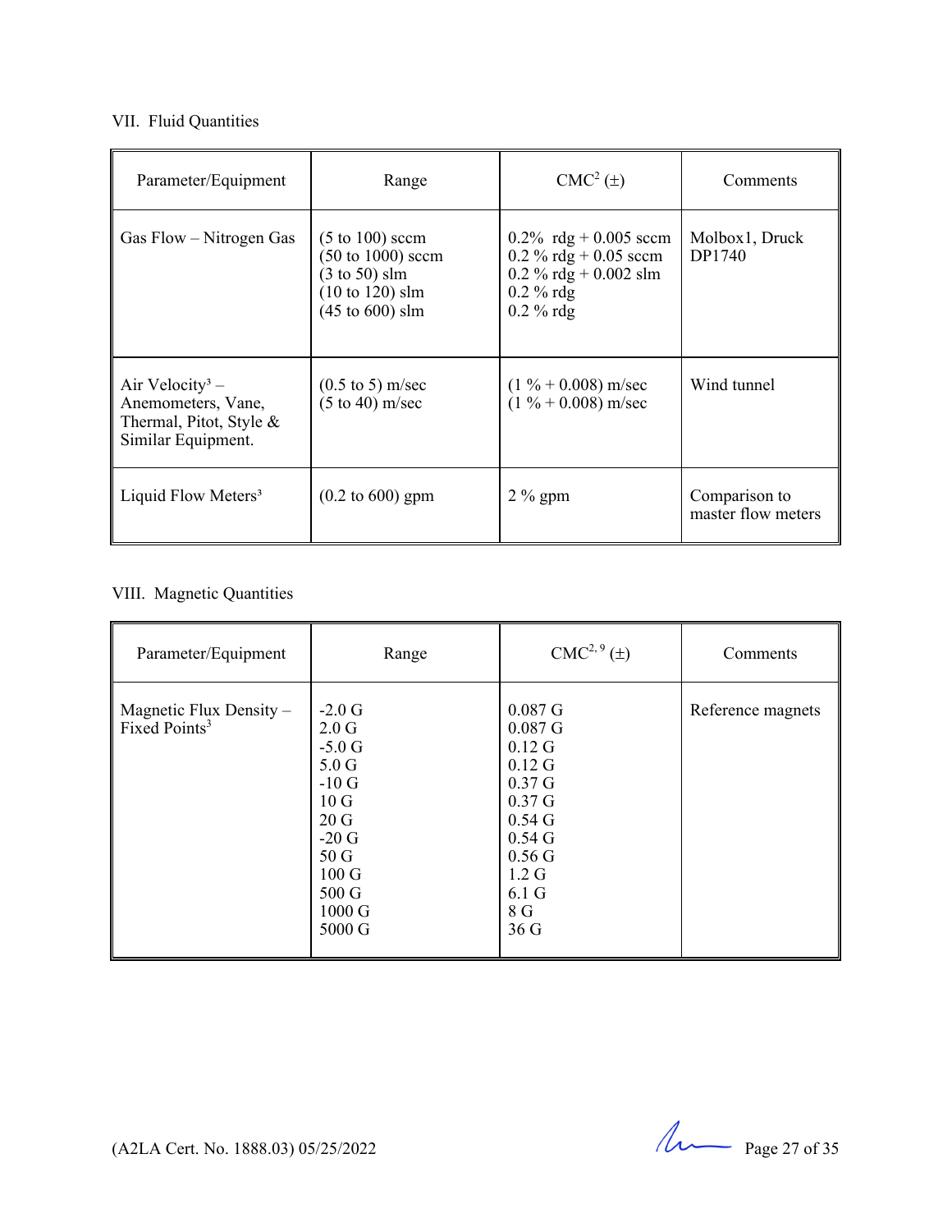VII. Fluid Quantities

| Parameter/Equipment | Range | CMC[2] (±) | Comments |
|---|---|---|---|
| Gas Flow – Nitrogen Gas | (5 to 100) sccm<br>(50 to 1000) sccm<br>(3 to 50) slm<br>(10 to 120) slm<br>(45 to 600) slm | 0.2% rdg + 0.005 sccm<br>0.2 % rdg + 0.05 sccm<br>0.2 % rdg + 0.002 slm<br>0.2 % rdg<br>0.2 % rdg | Molbox1, Druck DP1740 |
| Air Velocity[3] – Anemometers, Vane, Thermal, Pitot, Style & Similar Equipment. | (0.5 to 5) m/sec<br>(5 to 40) m/sec | (1 % + 0.008) m/sec<br>(1 % + 0.008) m/sec | Wind tunnel |
| Liquid Flow Meters[3] | (0.2 to 600) gpm | 2 % gpm | Comparison to master flow meters |

VIII. Magnetic Quantities

| Parameter/Equipment | Range | CMC[2, 9] (±) | Comments |
|---|---|---|---|
| Magnetic Flux Density – Fixed Points[3] | -2.0 G<br>2.0 G<br>-5.0 G<br>5.0 G<br>-10 G<br>10 G<br>20 G<br>-20 G<br>50 G<br>100 G<br>500 G<br>1000 G<br>5000 G | 0.087 G<br>0.087 G<br>0.12 G<br>0.12 G<br>0.37 G<br>0.37 G<br>0.54 G<br>0.54 G<br>0.56 G<br>1.2 G<br>6.1 G<br>8 G<br>36 G | Reference magnets |

(A2LA Cert. No. 1888.03) 05/25/2022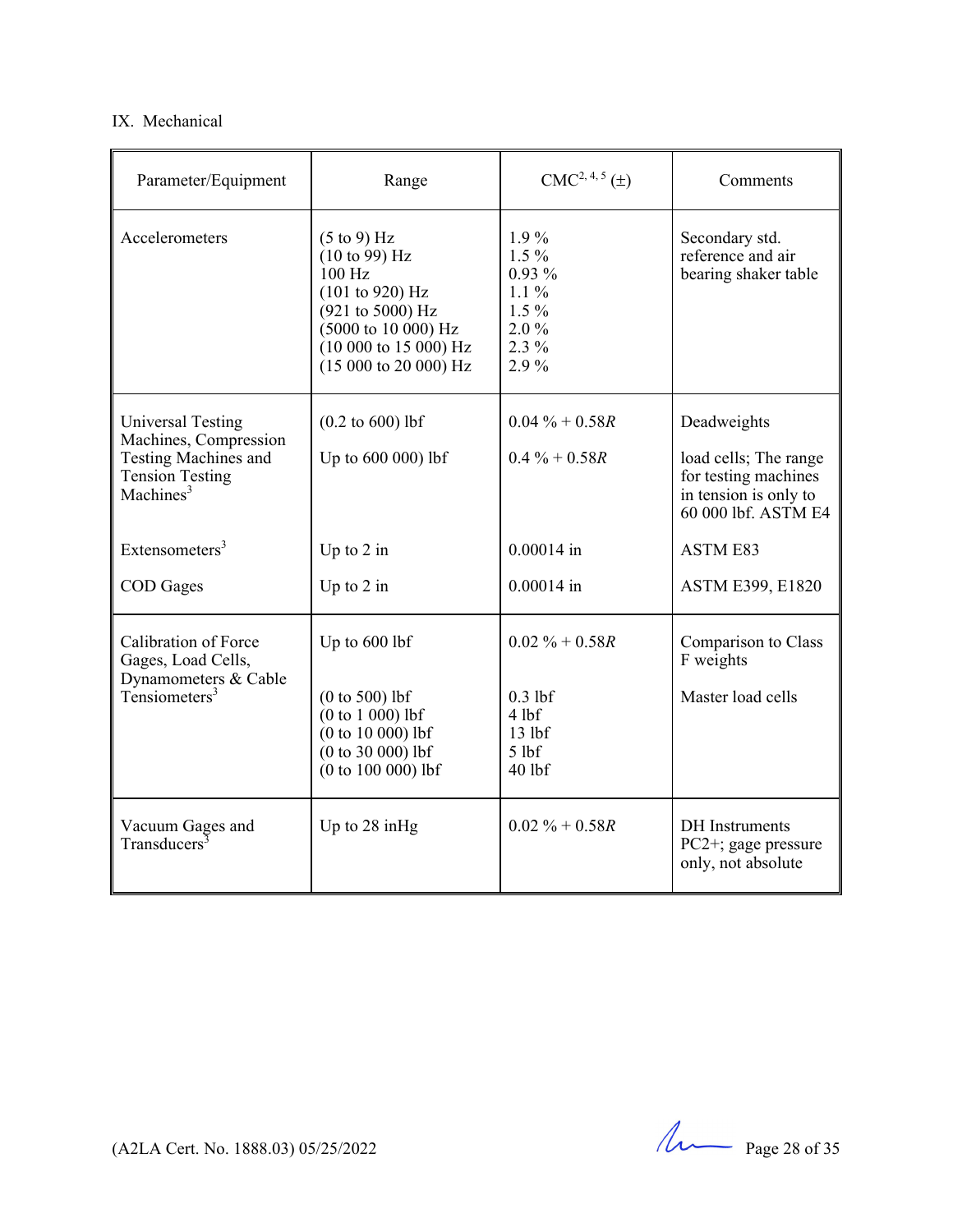IX. Mechanical

| Parameter/Equipment | Range | CMC[2, 4, 5] (±) | Comments |
|---|---|---|---|
| Accelerometers | (5 to 9) Hz<br>(10 to 99) Hz<br>100 Hz<br>(101 to 920) Hz<br>(921 to 5000) Hz<br>(5000 to 10 000) Hz<br>(10 000 to 15 000) Hz<br>(15 000 to 20 000) Hz | 1.9 %<br>1.5 %<br>0.93 %<br>1.1 %<br>1.5 %<br>2.0 %<br>2.3 %<br>2.9 % | Secondary std. reference and air bearing shaker table |
| Universal Testing Machines, Compression Testing Machines and Tension Testing Machines[3] | (0.2 to 600) lbf<br><br>Up to 600 000) lbf | 0.04 % + 0.58*R*<br><br>0.4 % + 0.58*R* | Deadweights<br><br>load cells; The range for testing machines in tension is only to 60 000 lbf. ASTM E4 |
| Extensometers[3] | Up to 2 in | 0.00014 in | ASTM E83 |
| COD Gages | Up to 2 in | 0.00014 in | ASTM E399, E1820 |
| Calibration of Force Gages, Load Cells, Dynamometers & Cable Tensiometers[3] | Up to 600 lbf<br><br>(0 to 500) lbf<br>(0 to 1 000) lbf<br>(0 to 10 000) lbf<br>(0 to 30 000) lbf<br>(0 to 100 000) lbf | 0.02 % + 0.58*R*<br><br>0.3 lbf<br>4 lbf<br>13 lbf<br>5 lbf<br>40 lbf | Comparison to Class F weights<br><br>Master load cells |
| Vacuum Gages and Transducers[3] | Up to 28 inHg | 0.02 % + 0.58*R* | DH Instruments PC2+; gage pressure only, not absolute |

(A2LA Cert. No. 1888.03) 05/25/2022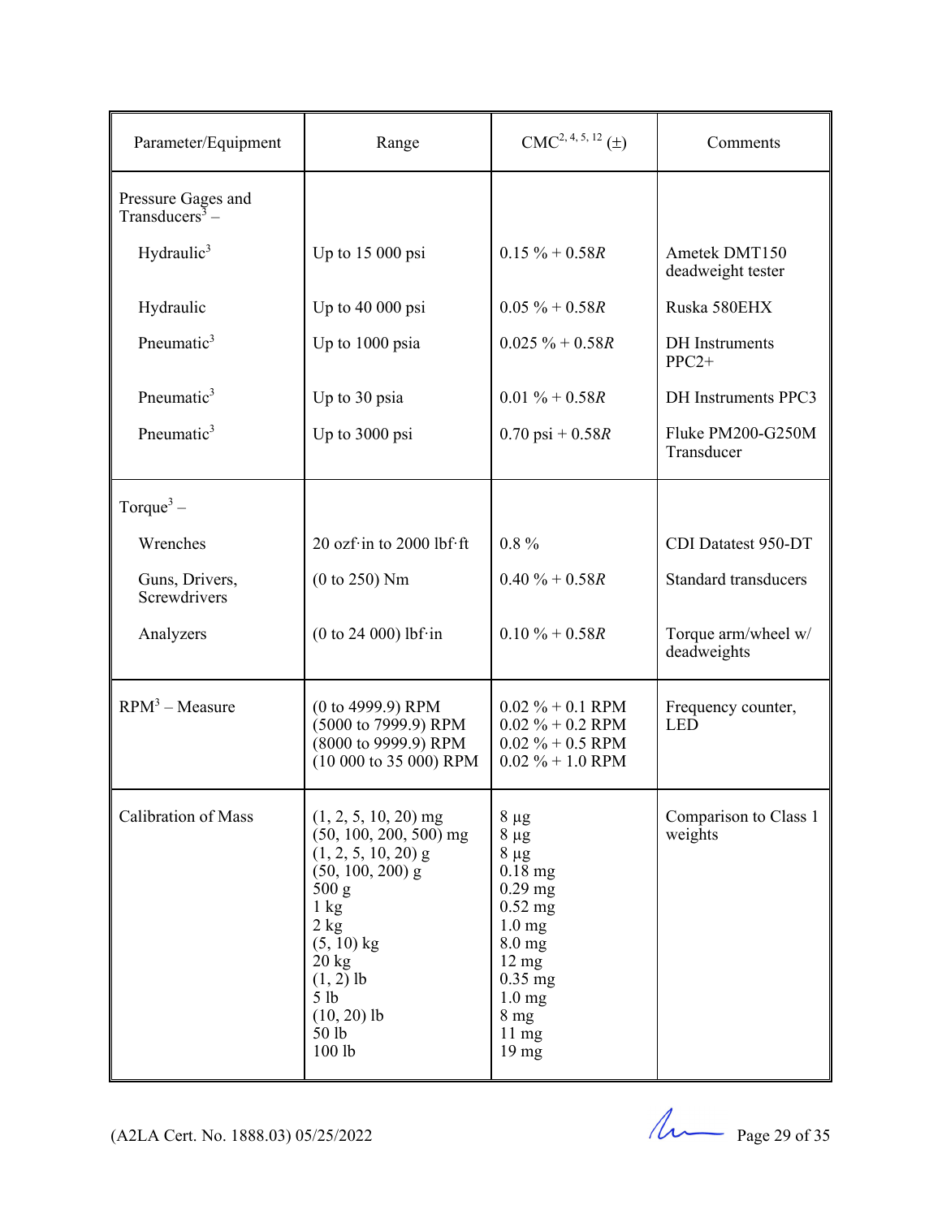| Parameter/Equipment | Range | CMC[2, 4, 5, 12] (±) | Comments |
|---|---|---|---|
| Pressure Gages and Transducers[3] – | | | |
| Hydraulic[3] | Up to 15 000 psi | 0.15 % + 0.58*R* | Ametek DMT150 deadweight tester |
| Hydraulic | Up to 40 000 psi | 0.05 % + 0.58*R* | Ruska 580EHX |
| Pneumatic[3] | Up to 1000 psia | 0.025 % + 0.58*R* | DH Instruments PPC2+ |
| Pneumatic[3] | Up to 30 psia | 0.01 % + 0.58*R* | DH Instruments PPC3 |
| Pneumatic[3] | Up to 3000 psi | 0.70 psi + 0.58*R* | Fluke PM200-G250M Transducer |
| Torque[3] – | | | |
| Wrenches | 20 ozf·in to 2000 lbf·ft | 0.8 % | CDI Datatest 950-DT |
| Guns, Drivers, Screwdrivers | (0 to 250) Nm | 0.40 % + 0.58*R* | Standard transducers |
| Analyzers | (0 to 24 000) lbf·in | 0.10 % + 0.58*R* | Torque arm/wheel w/ deadweights |
| RPM[3] – Measure | (0 to 4999.9) RPM<br>(5000 to 7999.9) RPM<br>(8000 to 9999.9) RPM<br>(10 000 to 35 000) RPM | 0.02 % + 0.1 RPM<br>0.02 % + 0.2 RPM<br>0.02 % + 0.5 RPM<br>0.02 % + 1.0 RPM | Frequency counter, LED |
| Calibration of Mass | (1, 2, 5, 10, 20) mg<br>(50, 100, 200, 500) mg<br>(1, 2, 5, 10, 20) g<br>(50, 100, 200) g<br>500 g<br>1 kg<br>2 kg<br>(5, 10) kg<br>20 kg<br>(1, 2) lb<br>5 lb<br>(10, 20) lb<br>50 lb<br>100 lb | 8 µg<br>8 µg<br>8 µg<br>0.18 mg<br>0.29 mg<br>0.52 mg<br>1.0 mg<br>8.0 mg<br>12 mg<br>0.35 mg<br>1.0 mg<br>8 mg<br>11 mg<br>19 mg | Comparison to Class 1 weights |

(A2LA Cert. No. 1888.03) 05/25/2022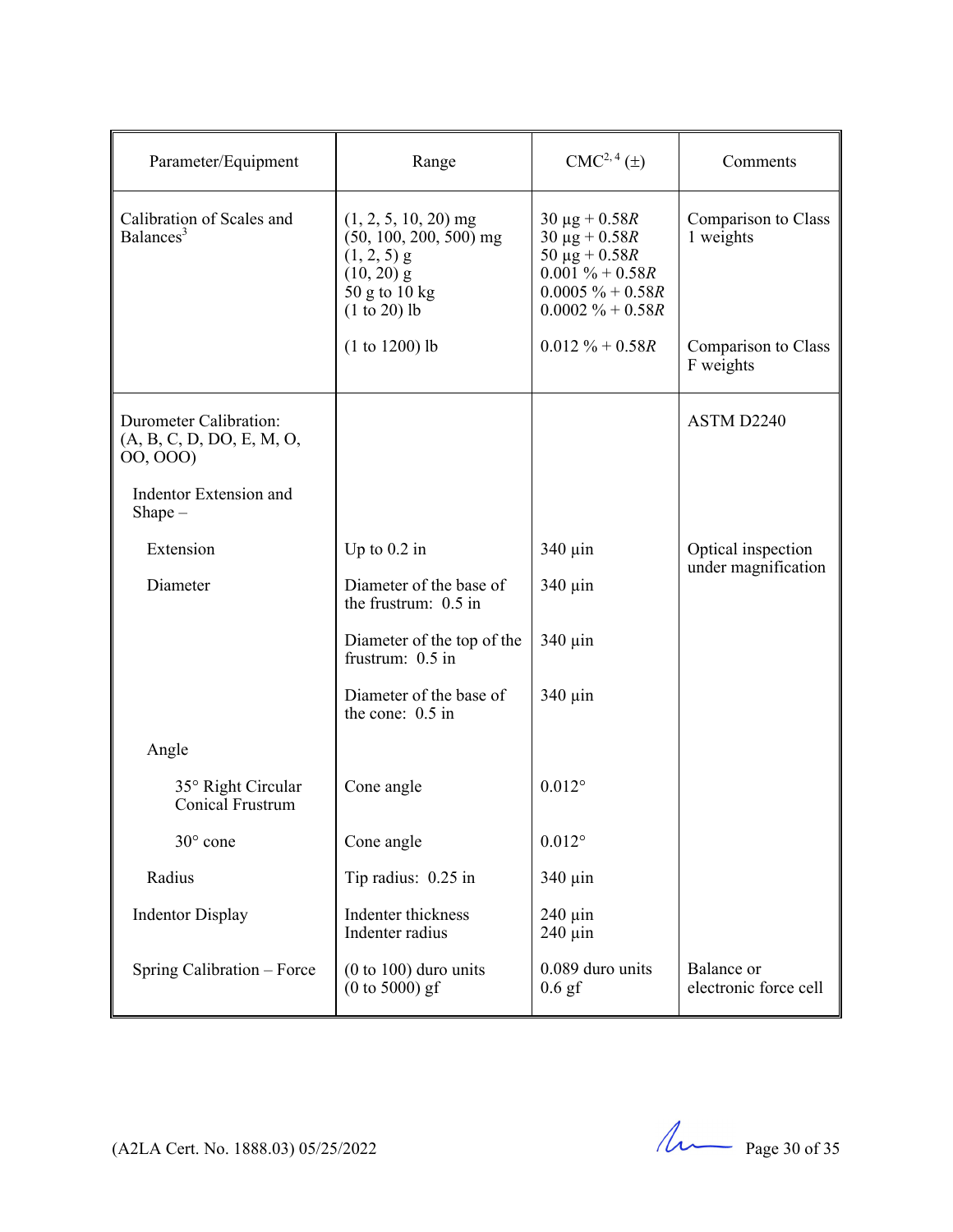| Parameter/Equipment | Range | CMC[2, 4] (±) | Comments |
|---|---|---|---|
| Calibration of Scales and Balances[3] | (1, 2, 5, 10, 20) mg<br>(50, 100, 200, 500) mg<br>(1, 2, 5) g<br>(10, 20) g<br>50 g to 10 kg<br>(1 to 20) lb | 30 µg + 0.58*R*<br>30 µg + 0.58*R*<br>50 µg + 0.58*R*<br>0.001 % + 0.58*R*<br>0.0005 % + 0.58*R*<br>0.0002 % + 0.58*R* | Comparison to Class 1 weights |
| | (1 to 1200) lb | 0.012 % + 0.58*R* | Comparison to Class F weights |
| Durometer Calibration: (A, B, C, D, DO, E, M, O, OO, OOO) | | | ASTM D2240 |
| Indentor Extension and Shape – | | | |
| Extension | Up to 0.2 in | 340 µin | Optical inspection under magnification |
| Diameter | Diameter of the base of the frustrum: 0.5 in | 340 µin | |
| | Diameter of the top of the frustrum: 0.5 in | 340 µin | |
| | Diameter of the base of the cone: 0.5 in | 340 µin | |
| Angle | | | |
| 35° Right Circular Conical Frustrum | Cone angle | 0.012° | |
| 30° cone | Cone angle | 0.012° | |
| Radius | Tip radius: 0.25 in | 340 µin | |
| Indentor Display | Indenter thickness<br>Indenter radius | 240 µin<br>240 µin | |
| Spring Calibration – Force | (0 to 100) duro units<br>(0 to 5000) gf | 0.089 duro units<br>0.6 gf | Balance or electronic force cell |

(A2LA Cert. No. 1888.03) 05/25/2022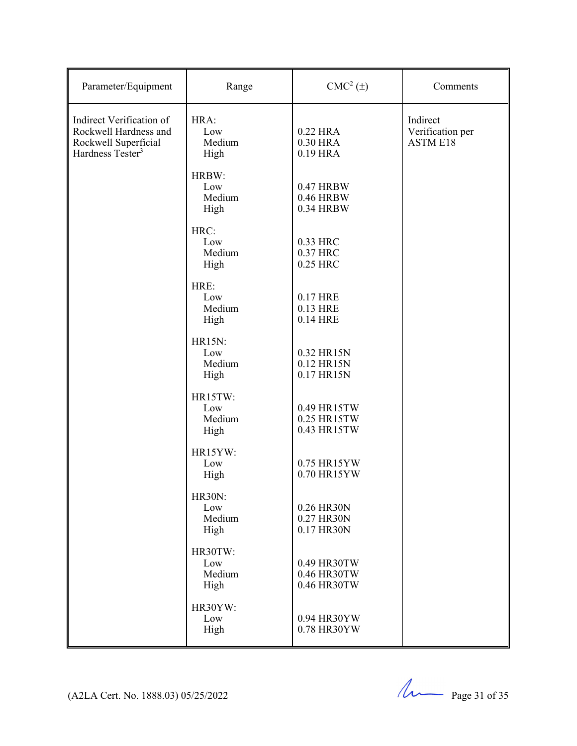| Parameter/Equipment | Range | CMC[2] (±) | Comments |
|---|---|---|---|
| Indirect Verification of Rockwell Hardness and Rockwell Superficial Hardness Tester[3] | HRA: | | Indirect Verification per ASTM E18 |
| | Low | 0.22 HRA | |
| | Medium | 0.30 HRA | |
| | High | 0.19 HRA | |
| | HRBW: | | |
| | Low | 0.47 HRBW | |
| | Medium | 0.46 HRBW | |
| | High | 0.34 HRBW | |
| | HRC: | | |
| | Low | 0.33 HRC | |
| | Medium | 0.37 HRC | |
| | High | 0.25 HRC | |
| | HRE: | | |
| | Low | 0.17 HRE | |
| | Medium | 0.13 HRE | |
| | High | 0.14 HRE | |
| | HR15N: | | |
| | Low | 0.32 HR15N | |
| | Medium | 0.12 HR15N | |
| | High | 0.17 HR15N | |
| | HR15TW: | | |
| | Low | 0.49 HR15TW | |
| | Medium | 0.25 HR15TW | |
| | High | 0.43 HR15TW | |
| | HR15YW: | | |
| | Low | 0.75 HR15YW | |
| | High | 0.70 HR15YW | |
| | HR30N: | | |
| | Low | 0.26 HR30N | |
| | Medium | 0.27 HR30N | |
| | High | 0.17 HR30N | |
| | HR30TW: | | |
| | Low | 0.49 HR30TW | |
| | Medium | 0.46 HR30TW | |
| | High | 0.46 HR30TW | |
| | HR30YW: | | |
| | Low | 0.94 HR30YW | |
| | High | 0.78 HR30YW | |

(A2LA Cert. No. 1888.03) 05/25/2022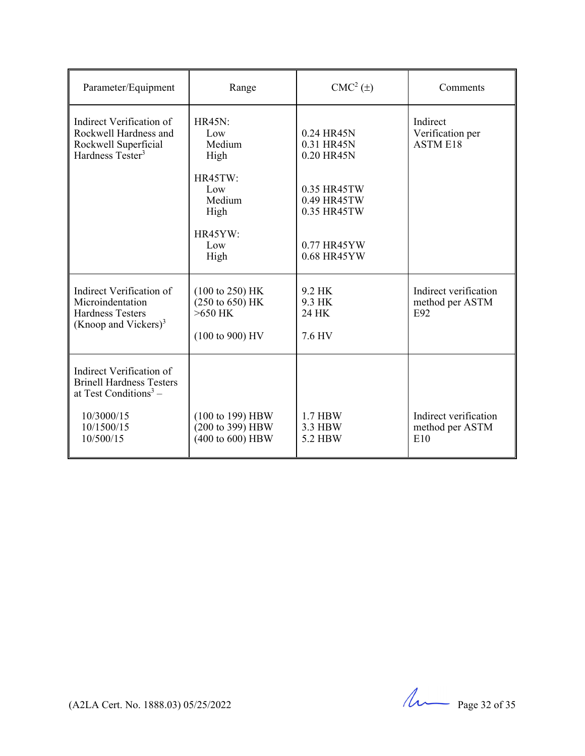| Parameter/Equipment | Range | CMC[2] (±) | Comments |
|---|---|---|---|
| Indirect Verification of Rockwell Hardness and Rockwell Superficial Hardness Tester[3] | HR45N:<br>Low<br>Medium<br>High<br><br>HR45TW:<br>Low<br>Medium<br>High<br><br>HR45YW:<br>Low<br>High | <br>0.24 HR45N<br>0.31 HR45N<br>0.20 HR45N<br><br><br>0.35 HR45TW<br>0.49 HR45TW<br>0.35 HR45TW<br><br><br>0.77 HR45YW<br>0.68 HR45YW | Indirect Verification per ASTM E18 |
| Indirect Verification of Microindentation Hardness Testers (Knoop and Vickers)[3] | (100 to 250) HK<br>(250 to 650) HK<br>>650 HK<br><br>(100 to 900) HV | 9.2 HK<br>9.3 HK<br>24 HK<br><br>7.6 HV | Indirect verification method per ASTM E92 |
| Indirect Verification of Brinell Hardness Testers at Test Conditions[3] –<br><br>10/3000/15<br>10/1500/15<br>10/500/15 | <br><br><br>(100 to 199) HBW<br>(200 to 399) HBW<br>(400 to 600) HBW | <br><br><br>1.7 HBW<br>3.3 HBW<br>5.2 HBW | <br><br><br>Indirect verification method per ASTM E10 |

(A2LA Cert. No. 1888.03) 05/25/2022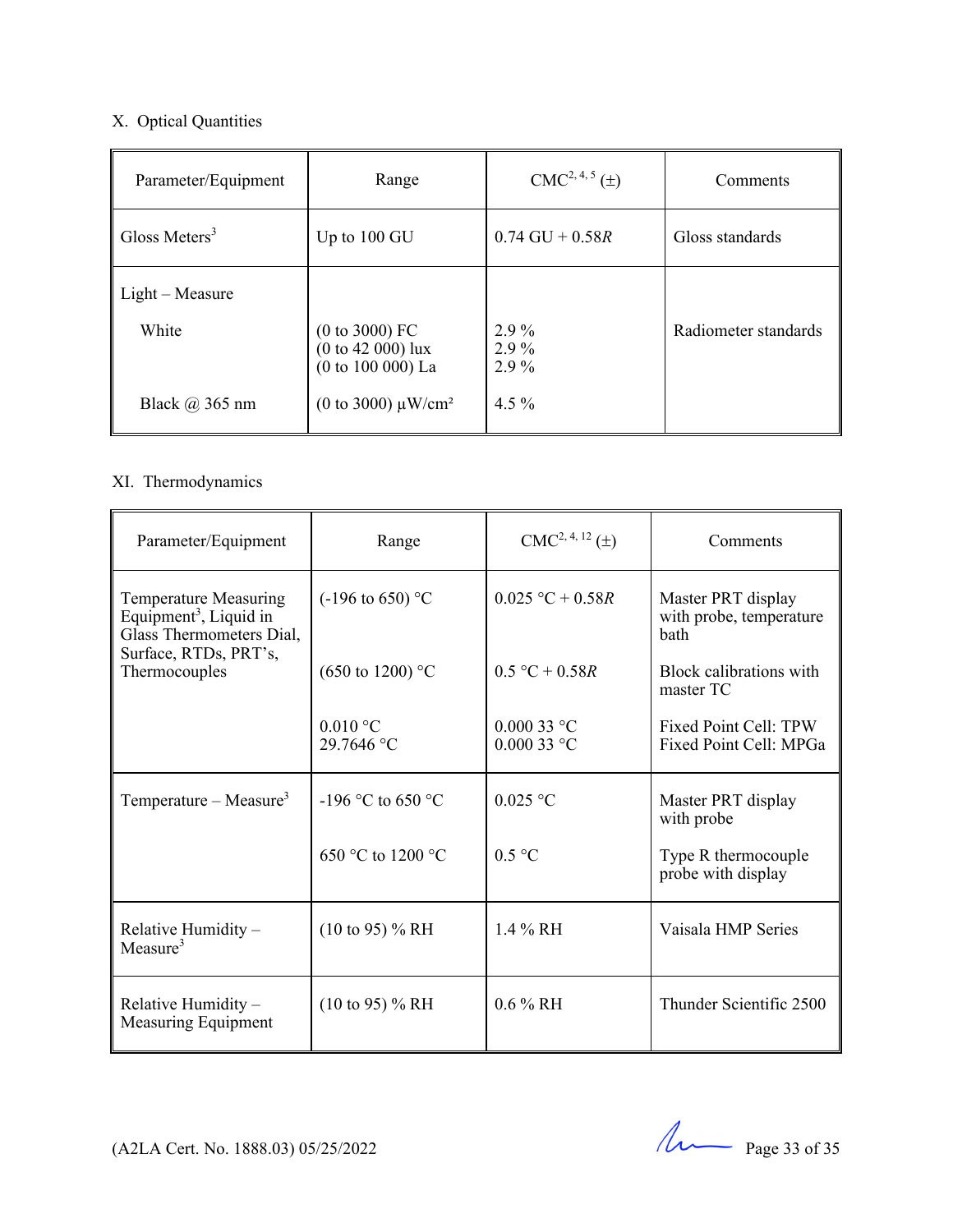X. Optical Quantities

| Parameter/Equipment | Range | CMC[2, 4, 5] (±) | Comments |
|---|---|---|---|
| Gloss Meters[3] | Up to 100 GU | 0.74 GU + 0.58*R* | Gloss standards |
| Light – Measure | | | |
| White | (0 to 3000) FC<br>(0 to 42 000) lux<br>(0 to 100 000) La | 2.9 %<br>2.9 %<br>2.9 % | Radiometer standards |
| Black @ 365 nm | (0 to 3000) µW/cm² | 4.5 % | |

XI. Thermodynamics

| Parameter/Equipment | Range | CMC[2, 4, 12] (±) | Comments |
|---|---|---|---|
| Temperature Measuring Equipment[3], Liquid in Glass Thermometers Dial, Surface, RTDs, PRT's, Thermocouples | (-196 to 650) °C | 0.025 °C + 0.58*R* | Master PRT display with probe, temperature bath |
| | (650 to 1200) °C | 0.5 °C + 0.58*R* | Block calibrations with master TC |
| | 0.010 °C<br>29.7646 °C | 0.000 33 °C<br>0.000 33 °C | Fixed Point Cell: TPW<br>Fixed Point Cell: MPGa |
| Temperature – Measure[3] | -196 °C to 650 °C | 0.025 °C | Master PRT display with probe |
| | 650 °C to 1200 °C | 0.5 °C | Type R thermocouple probe with display |
| Relative Humidity – Measure[3] | (10 to 95) % RH | 1.4 % RH | Vaisala HMP Series |
| Relative Humidity – Measuring Equipment | (10 to 95) % RH | 0.6 % RH | Thunder Scientific 2500 |

(A2LA Cert. No. 1888.03) 05/25/2022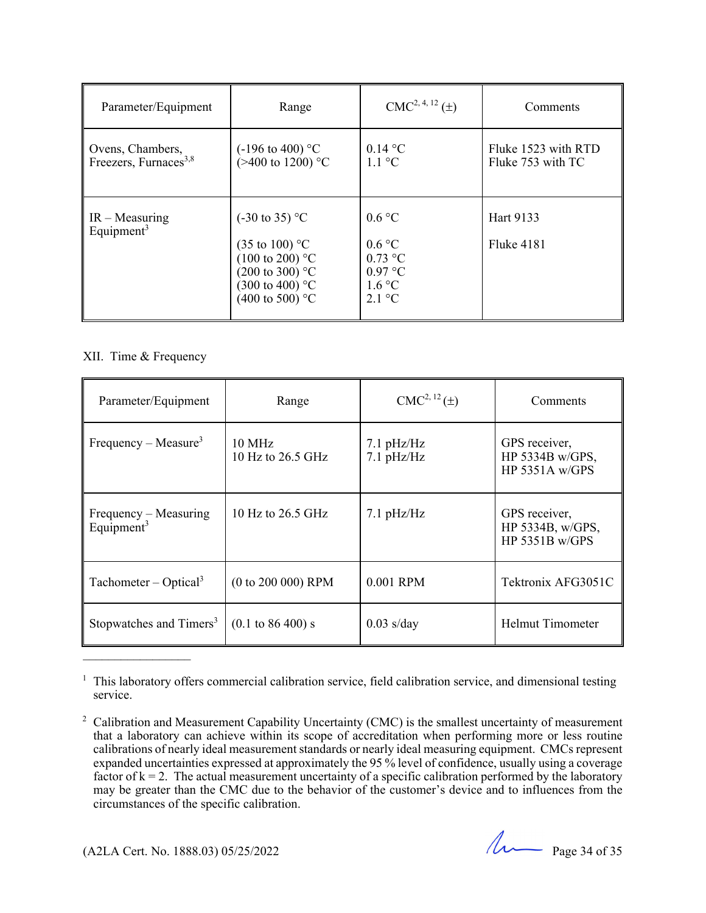| Parameter/Equipment | Range | CMC[2, 4, 12] (±) | Comments |
|---|---|---|---|
| Ovens, Chambers, Freezers, Furnaces[3,8] | (-196 to 400) °C<br>(>400 to 1200) °C | 0.14 °C<br>1.1 °C | Fluke 1523 with RTD<br>Fluke 753 with TC |
| IR – Measuring Equipment[3] | (-30 to 35) °C<br><br>(35 to 100) °C<br>(100 to 200) °C<br>(200 to 300) °C<br>(300 to 400) °C<br>(400 to 500) °C | 0.6 °C<br><br>0.6 °C<br>0.73 °C<br>0.97 °C<br>1.6 °C<br>2.1 °C | Hart 9133<br><br>Fluke 4181 |

XII. Time & Frequency

| Parameter/Equipment | Range | CMC[2, 12] (±) | Comments |
|---|---|---|---|
| Frequency – Measure[3] | 10 MHz<br>10 Hz to 26.5 GHz | 7.1 pHz/Hz<br>7.1 pHz/Hz | GPS receiver,<br>HP 5334B w/GPS,<br>HP 5351A w/GPS |
| Frequency – Measuring Equipment[3] | 10 Hz to 26.5 GHz | 7.1 pHz/Hz | GPS receiver,<br>HP 5334B, w/GPS,<br>HP 5351B w/GPS |
| Tachometer – Optical[3] | (0 to 200 000) RPM | 0.001 RPM | Tektronix AFG3051C |
| Stopwatches and Timers[3] | (0.1 to 86 400) s | 0.03 s/day | Helmut Timometer |

---

[1] This laboratory offers commercial calibration service, field calibration service, and dimensional testing service.

[2] Calibration and Measurement Capability Uncertainty (CMC) is the smallest uncertainty of measurement that a laboratory can achieve within its scope of accreditation when performing more or less routine calibrations of nearly ideal measurement standards or nearly ideal measuring equipment. CMCs represent expanded uncertainties expressed at approximately the 95 % level of confidence, usually using a coverage factor of k = 2. The actual measurement uncertainty of a specific calibration performed by the laboratory may be greater than the CMC due to the behavior of the customer's device and to influences from the circumstances of the specific calibration.

(A2LA Cert. No. 1888.03) 05/25/2022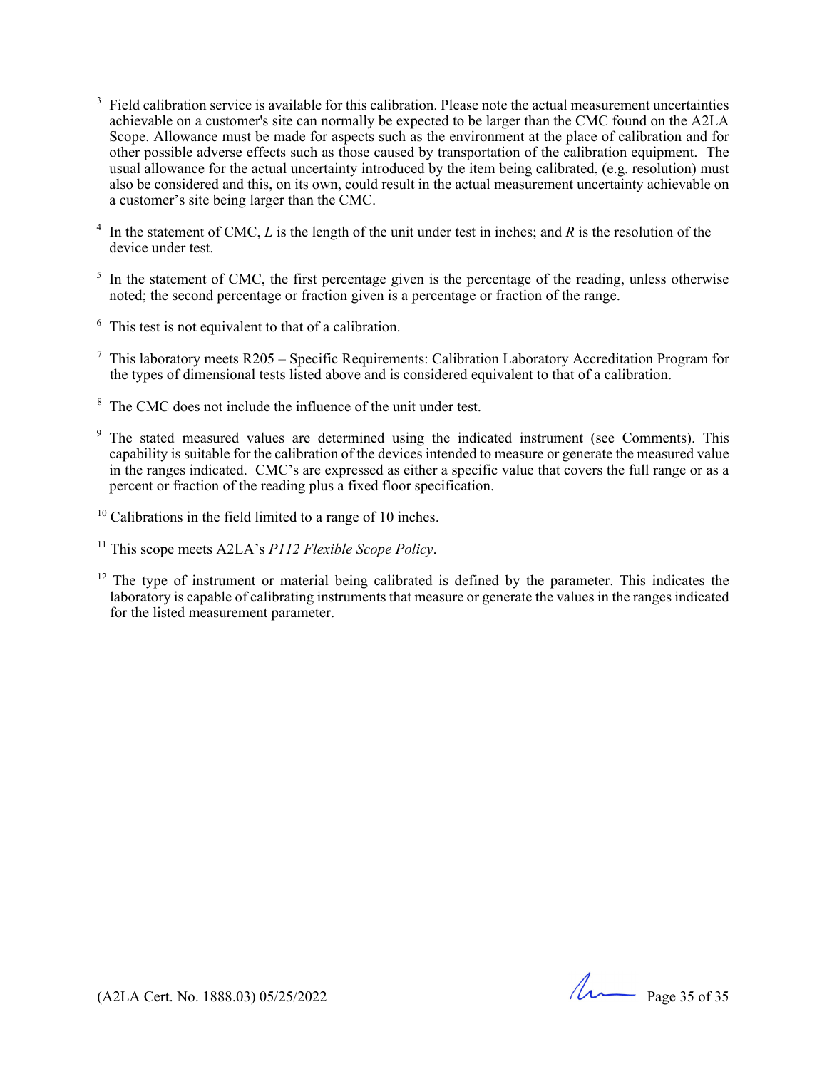[3] Field calibration service is available for this calibration. Please note the actual measurement uncertainties achievable on a customer's site can normally be expected to be larger than the CMC found on the A2LA Scope. Allowance must be made for aspects such as the environment at the place of calibration and for other possible adverse effects such as those caused by transportation of the calibration equipment. The usual allowance for the actual uncertainty introduced by the item being calibrated, (e.g. resolution) must also be considered and this, on its own, could result in the actual measurement uncertainty achievable on a customer's site being larger than the CMC.

[4] In the statement of CMC, $L$ is the length of the unit under test in inches; and $R$ is the resolution of the device under test.

[5] In the statement of CMC, the first percentage given is the percentage of the reading, unless otherwise noted; the second percentage or fraction given is a percentage or fraction of the range.

[6] This test is not equivalent to that of a calibration.

[7] This laboratory meets R205 – Specific Requirements: Calibration Laboratory Accreditation Program for the types of dimensional tests listed above and is considered equivalent to that of a calibration.

[8] The CMC does not include the influence of the unit under test.

[9] The stated measured values are determined using the indicated instrument (see Comments). This capability is suitable for the calibration of the devices intended to measure or generate the measured value in the ranges indicated. CMC's are expressed as either a specific value that covers the full range or as a percent or fraction of the reading plus a fixed floor specification.

[10] Calibrations in the field limited to a range of 10 inches.

[11] This scope meets A2LA's *P112 Flexible Scope Policy*.

[12] The type of instrument or material being calibrated is defined by the parameter. This indicates the laboratory is capable of calibrating instruments that measure or generate the values in the ranges indicated for the listed measurement parameter.

(A2LA Cert. No. 1888.03) 05/25/2022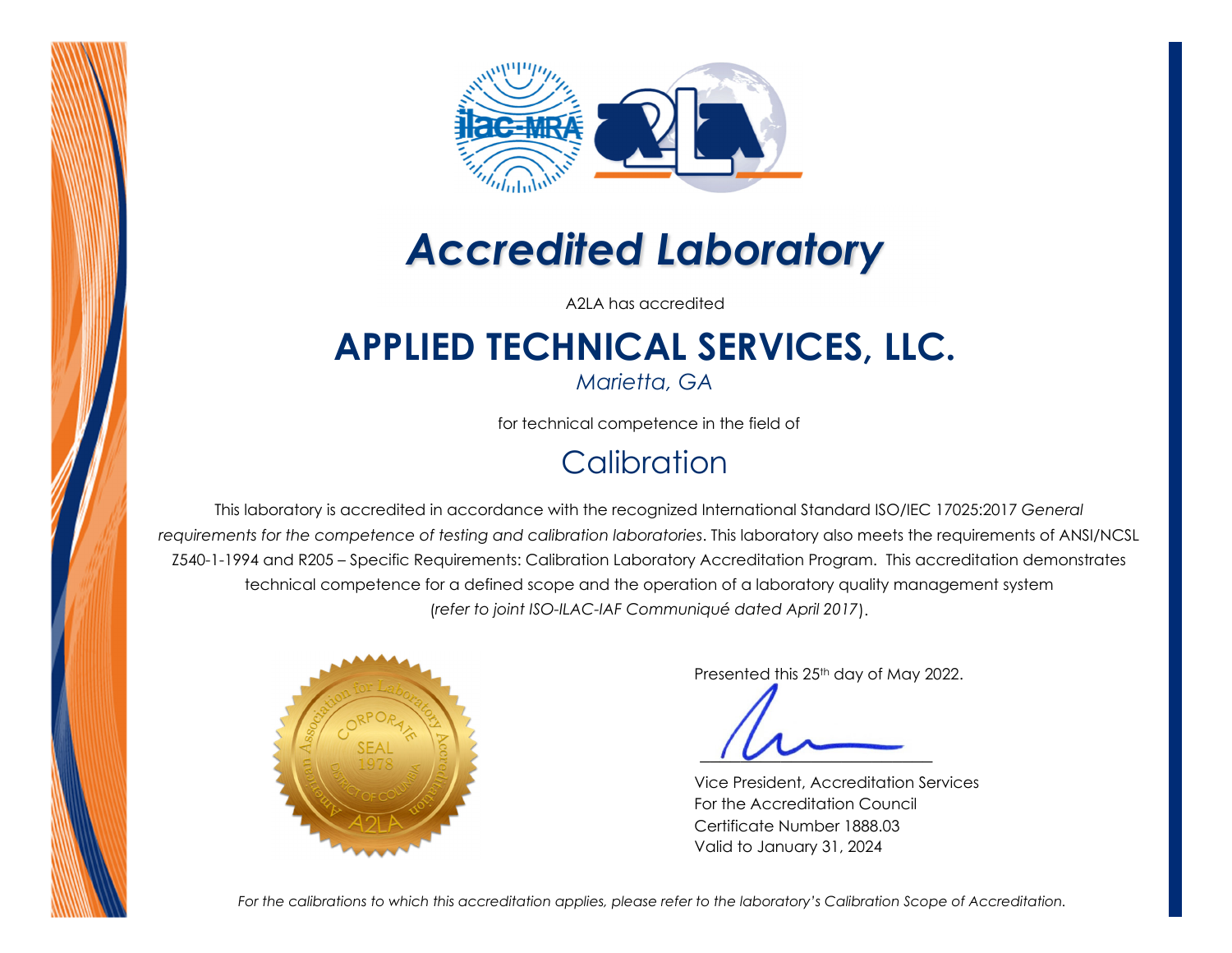# Accredited Laboratory

A2LA has accredited

## APPLIED TECHNICAL SERVICES, LLC.

*Marietta, GA*

for technical competence in the field of

## Calibration

This laboratory is accredited in accordance with the recognized International Standard ISO/IEC 17025:2017 *General requirements for the competence of testing and calibration laboratories*. This laboratory also meets the requirements of ANSI/NCSL Z540-1-1994 and R205 – Specific Requirements: Calibration Laboratory Accreditation Program. This accreditation demonstrates technical competence for a defined scope and the operation of a laboratory quality management system (*refer to joint ISO-ILAC-IAF Communiqué dated April 2017*).

American Association for Laboratory Accreditation
CORPORATE SEAL 1978
DISTRICT OF COLUMBIA
A2LA

Presented this 25th day of May 2022.

Vice President, Accreditation Services
For the Accreditation Council
Certificate Number 1888.03
Valid to January 31, 2024

*For the calibrations to which this accreditation applies, please refer to the laboratory's Calibration Scope of Accreditation.*